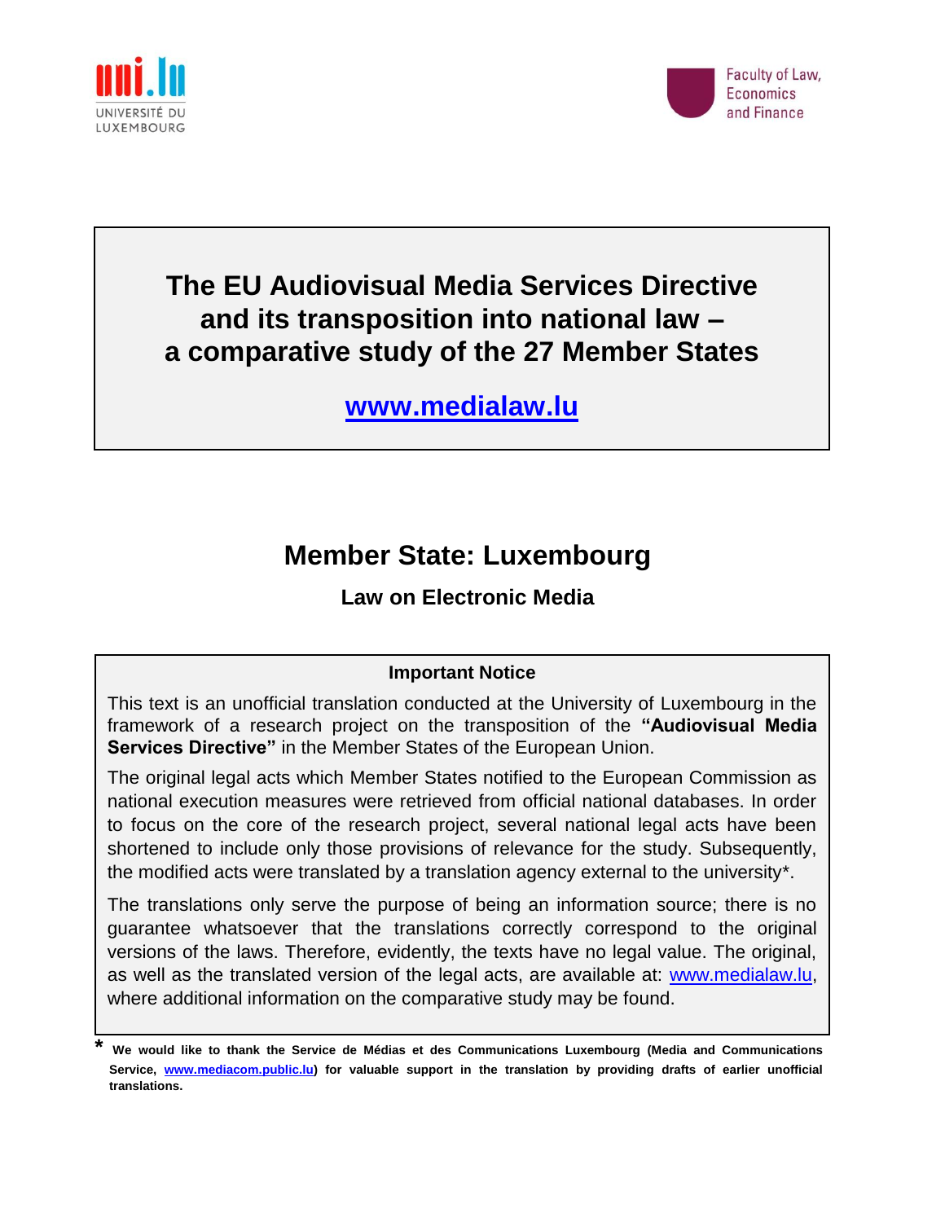UNIVERSITÉ DU LUXEMBOURG

Faculty of Law, Economics and Finance

# The EU Audiovisual Media Services Directive and its transposition into national law – a comparative study of the 27 Member States

**www.medialaw.lu**

## Member State: Luxembourg

### Law on Electronic Media

**Important Notice**

This text is an unofficial translation conducted at the University of Luxembourg in the framework of a research project on the transposition of the **"Audiovisual Media Services Directive"** in the Member States of the European Union.

The original legal acts which Member States notified to the European Commission as national execution measures were retrieved from official national databases. In order to focus on the core of the research project, several national legal acts have been shortened to include only those provisions of relevance for the study. Subsequently, the modified acts were translated by a translation agency external to the university*.

The translations only serve the purpose of being an information source; there is no guarantee whatsoever that the translations correctly correspond to the original versions of the laws. Therefore, evidently, the texts have no legal value. The original, as well as the translated version of the legal acts, are available at: www.medialaw.lu, where additional information on the comparative study may be found.

\* **We would like to thank the Service de Médias et des Communications Luxembourg (Media and Communications Service, www.mediacom.public.lu) for valuable support in the translation by providing drafts of earlier unofficial translations.**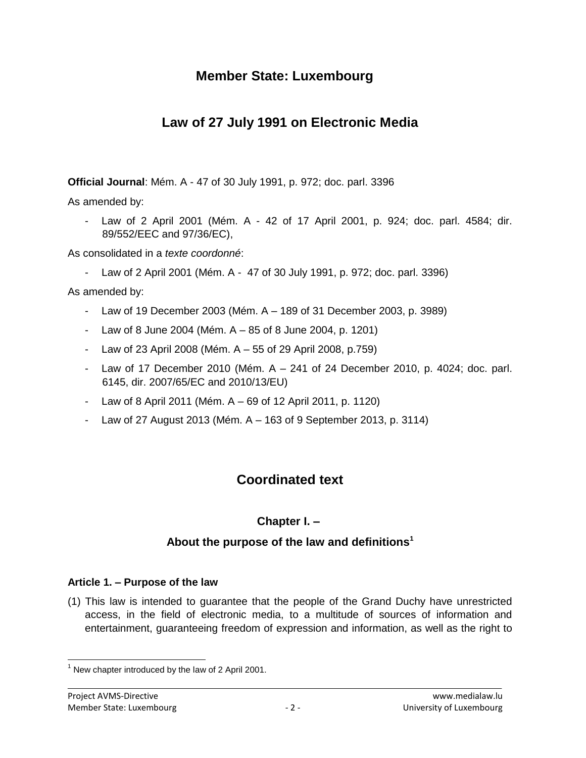# Member State: Luxembourg

# Law of 27 July 1991 on Electronic Media

**Official Journal**: Mém. A - 47 of 30 July 1991, p. 972; doc. parl. 3396

As amended by:

- Law of 2 April 2001 (Mém. A - 42 of 17 April 2001, p. 924; doc. parl. 4584; dir. 89/552/EEC and 97/36/EC),

As consolidated in a *texte coordonné*:

- Law of 2 April 2001 (Mém. A - 47 of 30 July 1991, p. 972; doc. parl. 3396)

As amended by:

- Law of 19 December 2003 (Mém. A – 189 of 31 December 2003, p. 3989)
- Law of 8 June 2004 (Mém. A – 85 of 8 June 2004, p. 1201)
- Law of 23 April 2008 (Mém. A – 55 of 29 April 2008, p.759)
- Law of 17 December 2010 (Mém. A – 241 of 24 December 2010, p. 4024; doc. parl. 6145, dir. 2007/65/EC and 2010/13/EU)
- Law of 8 April 2011 (Mém. A – 69 of 12 April 2011, p. 1120)
- Law of 27 August 2013 (Mém. A – 163 of 9 September 2013, p. 3114)

## Coordinated text

### Chapter I. –

### About the purpose of the law and definitions[1]

**Article 1. – Purpose of the law**

(1) This law is intended to guarantee that the people of the Grand Duchy have unrestricted access, in the field of electronic media, to a multitude of sources of information and entertainment, guaranteeing freedom of expression and information, as well as the right to

[1] New chapter introduced by the law of 2 April 2001.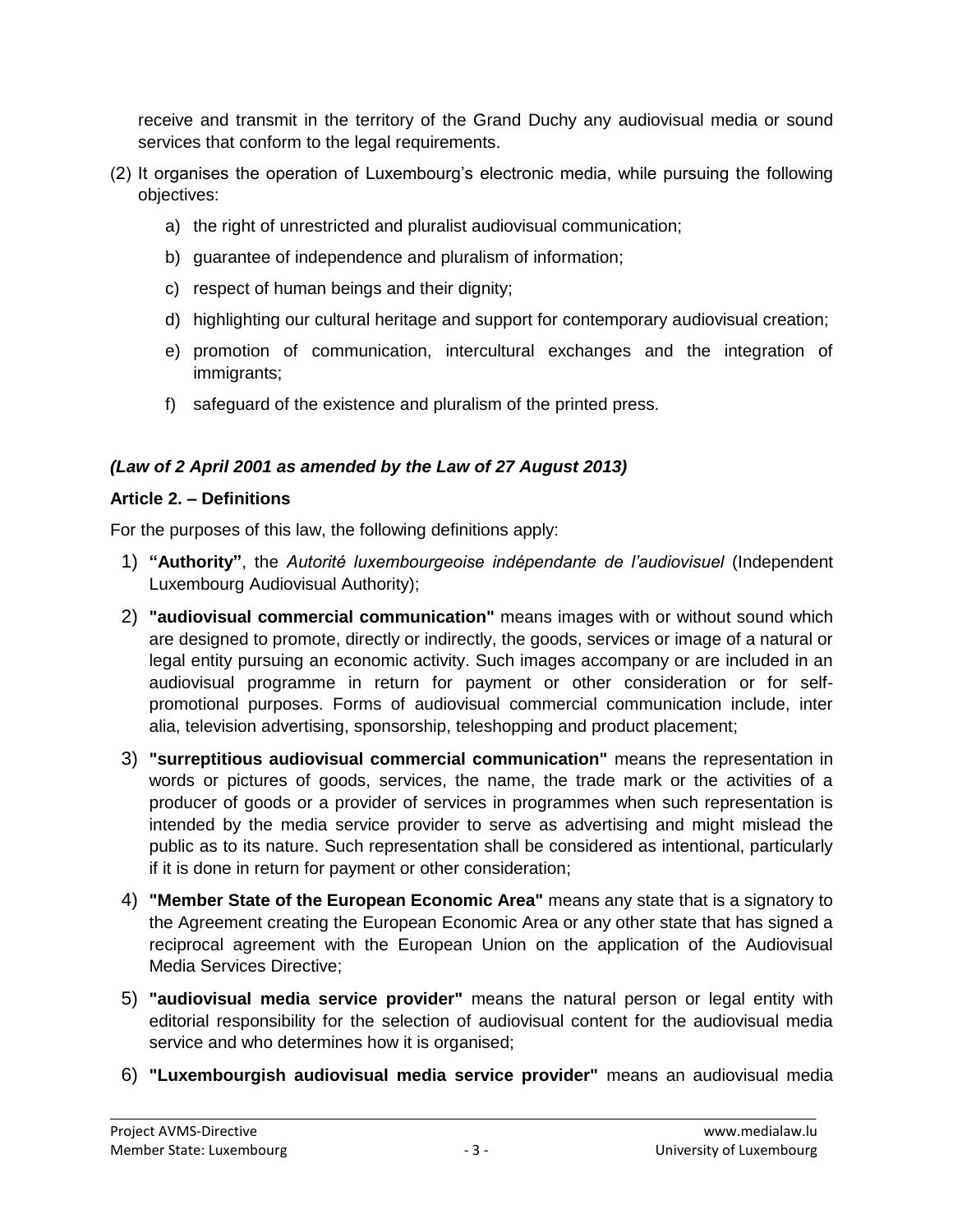receive and transmit in the territory of the Grand Duchy any audiovisual media or sound services that conform to the legal requirements.

(2) It organises the operation of Luxembourg's electronic media, while pursuing the following objectives:

a) the right of unrestricted and pluralist audiovisual communication;

b) guarantee of independence and pluralism of information;

c) respect of human beings and their dignity;

d) highlighting our cultural heritage and support for contemporary audiovisual creation;

e) promotion of communication, intercultural exchanges and the integration of immigrants;

f) safeguard of the existence and pluralism of the printed press.

***(Law of 2 April 2001 as amended by the Law of 27 August 2013)***

**Article 2. – Definitions**

For the purposes of this law, the following definitions apply:

1) **"Authority"**, the *Autorité luxembourgeoise indépendante de l'audiovisuel* (Independent Luxembourg Audiovisual Authority);

2) **"audiovisual commercial communication"** means images with or without sound which are designed to promote, directly or indirectly, the goods, services or image of a natural or legal entity pursuing an economic activity. Such images accompany or are included in an audiovisual programme in return for payment or other consideration or for self-promotional purposes. Forms of audiovisual commercial communication include, inter alia, television advertising, sponsorship, teleshopping and product placement;

3) **"surreptitious audiovisual commercial communication"** means the representation in words or pictures of goods, services, the name, the trade mark or the activities of a producer of goods or a provider of services in programmes when such representation is intended by the media service provider to serve as advertising and might mislead the public as to its nature. Such representation shall be considered as intentional, particularly if it is done in return for payment or other consideration;

4) **"Member State of the European Economic Area"** means any state that is a signatory to the Agreement creating the European Economic Area or any other state that has signed a reciprocal agreement with the European Union on the application of the Audiovisual Media Services Directive;

5) **"audiovisual media service provider"** means the natural person or legal entity with editorial responsibility for the selection of audiovisual content for the audiovisual media service and who determines how it is organised;

6) **"Luxembourgish audiovisual media service provider"** means an audiovisual media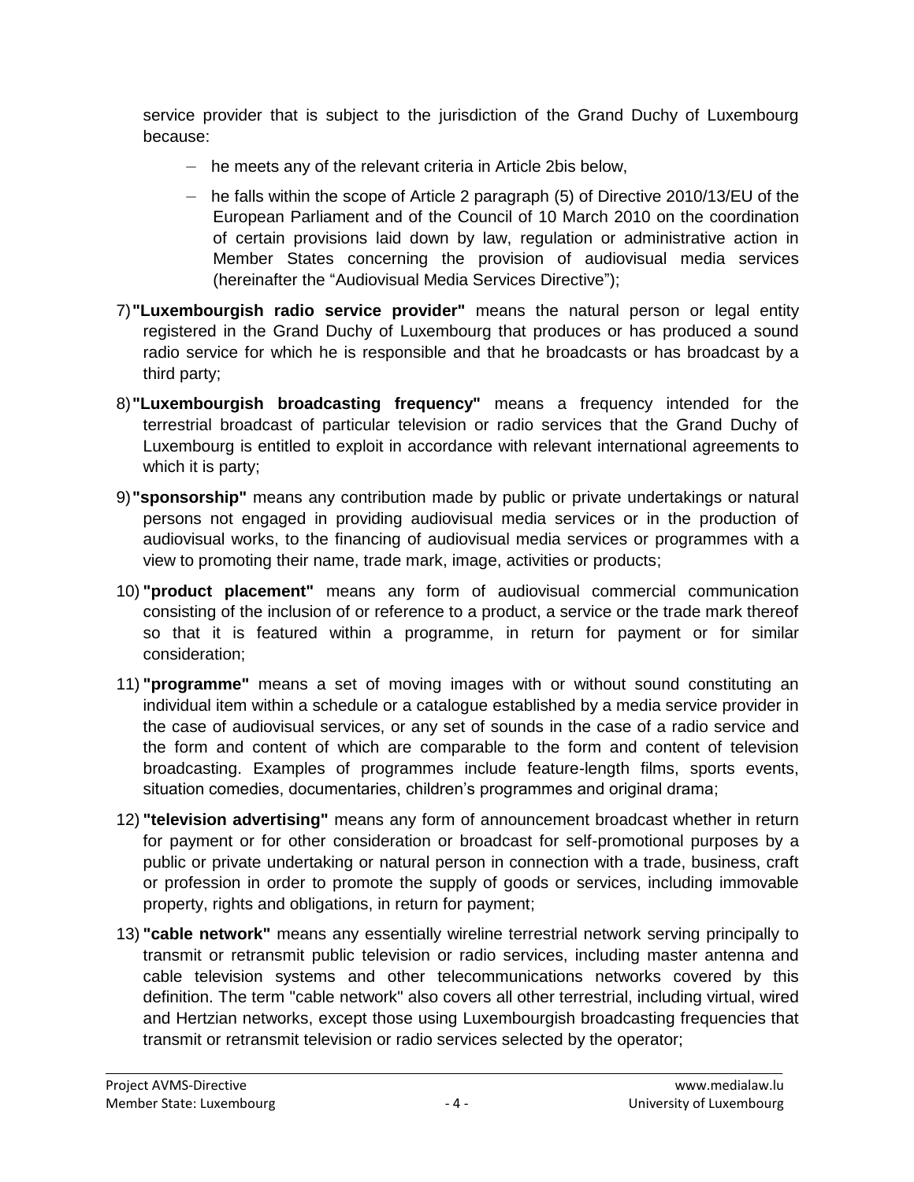service provider that is subject to the jurisdiction of the Grand Duchy of Luxembourg because:

- he meets any of the relevant criteria in Article 2bis below,
- he falls within the scope of Article 2 paragraph (5) of Directive 2010/13/EU of the European Parliament and of the Council of 10 March 2010 on the coordination of certain provisions laid down by law, regulation or administrative action in Member States concerning the provision of audiovisual media services (hereinafter the "Audiovisual Media Services Directive");

7) **"Luxembourgish radio service provider"** means the natural person or legal entity registered in the Grand Duchy of Luxembourg that produces or has produced a sound radio service for which he is responsible and that he broadcasts or has broadcast by a third party;

8) **"Luxembourgish broadcasting frequency"** means a frequency intended for the terrestrial broadcast of particular television or radio services that the Grand Duchy of Luxembourg is entitled to exploit in accordance with relevant international agreements to which it is party;

9) **"sponsorship"** means any contribution made by public or private undertakings or natural persons not engaged in providing audiovisual media services or in the production of audiovisual works, to the financing of audiovisual media services or programmes with a view to promoting their name, trade mark, image, activities or products;

10) **"product placement"** means any form of audiovisual commercial communication consisting of the inclusion of or reference to a product, a service or the trade mark thereof so that it is featured within a programme, in return for payment or for similar consideration;

11) **"programme"** means a set of moving images with or without sound constituting an individual item within a schedule or a catalogue established by a media service provider in the case of audiovisual services, or any set of sounds in the case of a radio service and the form and content of which are comparable to the form and content of television broadcasting. Examples of programmes include feature-length films, sports events, situation comedies, documentaries, children's programmes and original drama;

12) **"television advertising"** means any form of announcement broadcast whether in return for payment or for other consideration or broadcast for self-promotional purposes by a public or private undertaking or natural person in connection with a trade, business, craft or profession in order to promote the supply of goods or services, including immovable property, rights and obligations, in return for payment;

13) **"cable network"** means any essentially wireline terrestrial network serving principally to transmit or retransmit public television or radio services, including master antenna and cable television systems and other telecommunications networks covered by this definition. The term "cable network" also covers all other terrestrial, including virtual, wired and Hertzian networks, except those using Luxembourgish broadcasting frequencies that transmit or retransmit television or radio services selected by the operator;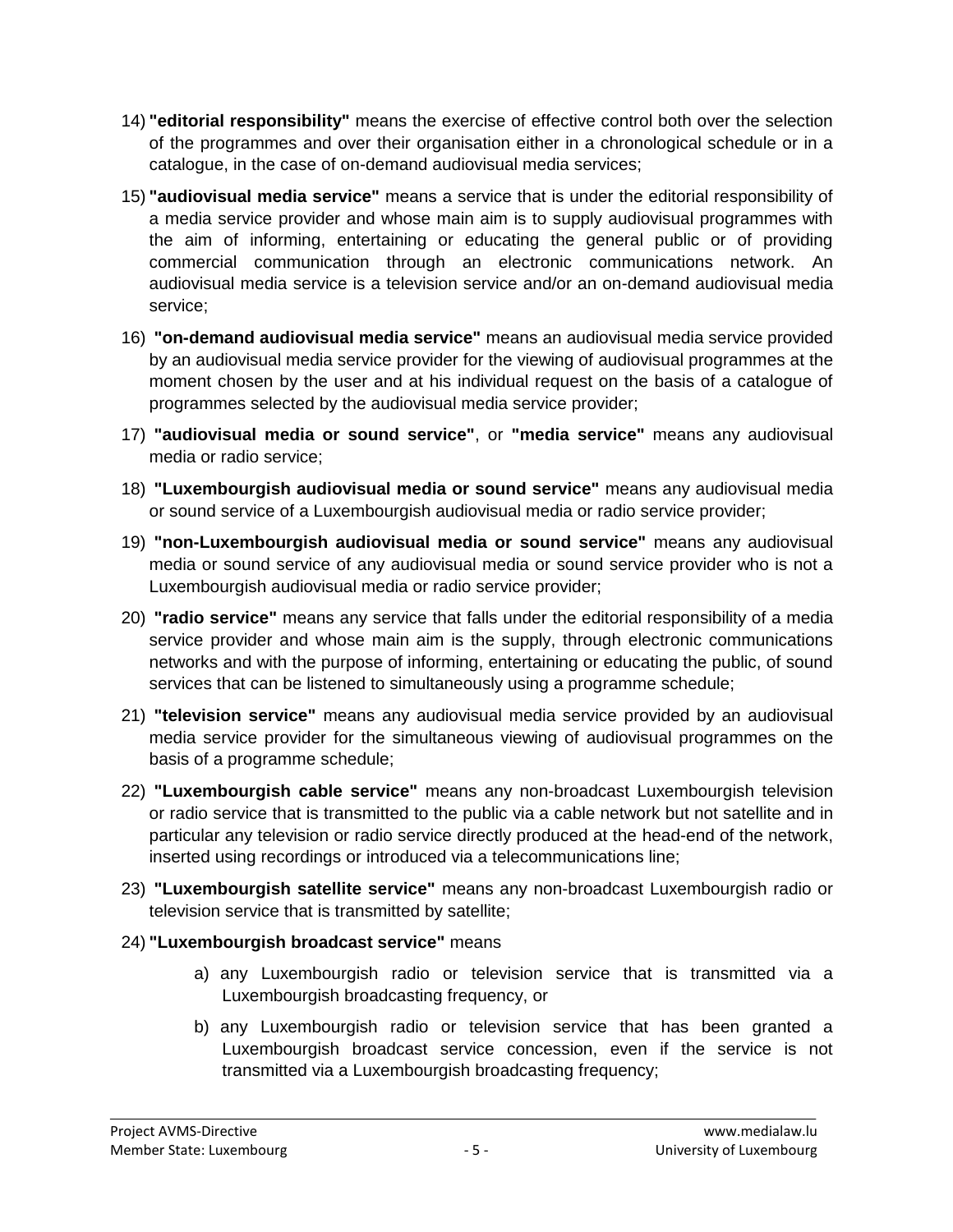14) **"editorial responsibility"** means the exercise of effective control both over the selection of the programmes and over their organisation either in a chronological schedule or in a catalogue, in the case of on-demand audiovisual media services;

15) **"audiovisual media service"** means a service that is under the editorial responsibility of a media service provider and whose main aim is to supply audiovisual programmes with the aim of informing, entertaining or educating the general public or of providing commercial communication through an electronic communications network. An audiovisual media service is a television service and/or an on-demand audiovisual media service;

16) **"on-demand audiovisual media service"** means an audiovisual media service provided by an audiovisual media service provider for the viewing of audiovisual programmes at the moment chosen by the user and at his individual request on the basis of a catalogue of programmes selected by the audiovisual media service provider;

17) **"audiovisual media or sound service"**, or **"media service"** means any audiovisual media or radio service;

18) **"Luxembourgish audiovisual media or sound service"** means any audiovisual media or sound service of a Luxembourgish audiovisual media or radio service provider;

19) **"non-Luxembourgish audiovisual media or sound service"** means any audiovisual media or sound service of any audiovisual media or sound service provider who is not a Luxembourgish audiovisual media or radio service provider;

20) **"radio service"** means any service that falls under the editorial responsibility of a media service provider and whose main aim is the supply, through electronic communications networks and with the purpose of informing, entertaining or educating the public, of sound services that can be listened to simultaneously using a programme schedule;

21) **"television service"** means any audiovisual media service provided by an audiovisual media service provider for the simultaneous viewing of audiovisual programmes on the basis of a programme schedule;

22) **"Luxembourgish cable service"** means any non-broadcast Luxembourgish television or radio service that is transmitted to the public via a cable network but not satellite and in particular any television or radio service directly produced at the head-end of the network, inserted using recordings or introduced via a telecommunications line;

23) **"Luxembourgish satellite service"** means any non-broadcast Luxembourgish radio or television service that is transmitted by satellite;

24) **"Luxembourgish broadcast service"** means

    a) any Luxembourgish radio or television service that is transmitted via a Luxembourgish broadcasting frequency, or

    b) any Luxembourgish radio or television service that has been granted a Luxembourgish broadcast service concession, even if the service is not transmitted via a Luxembourgish broadcasting frequency;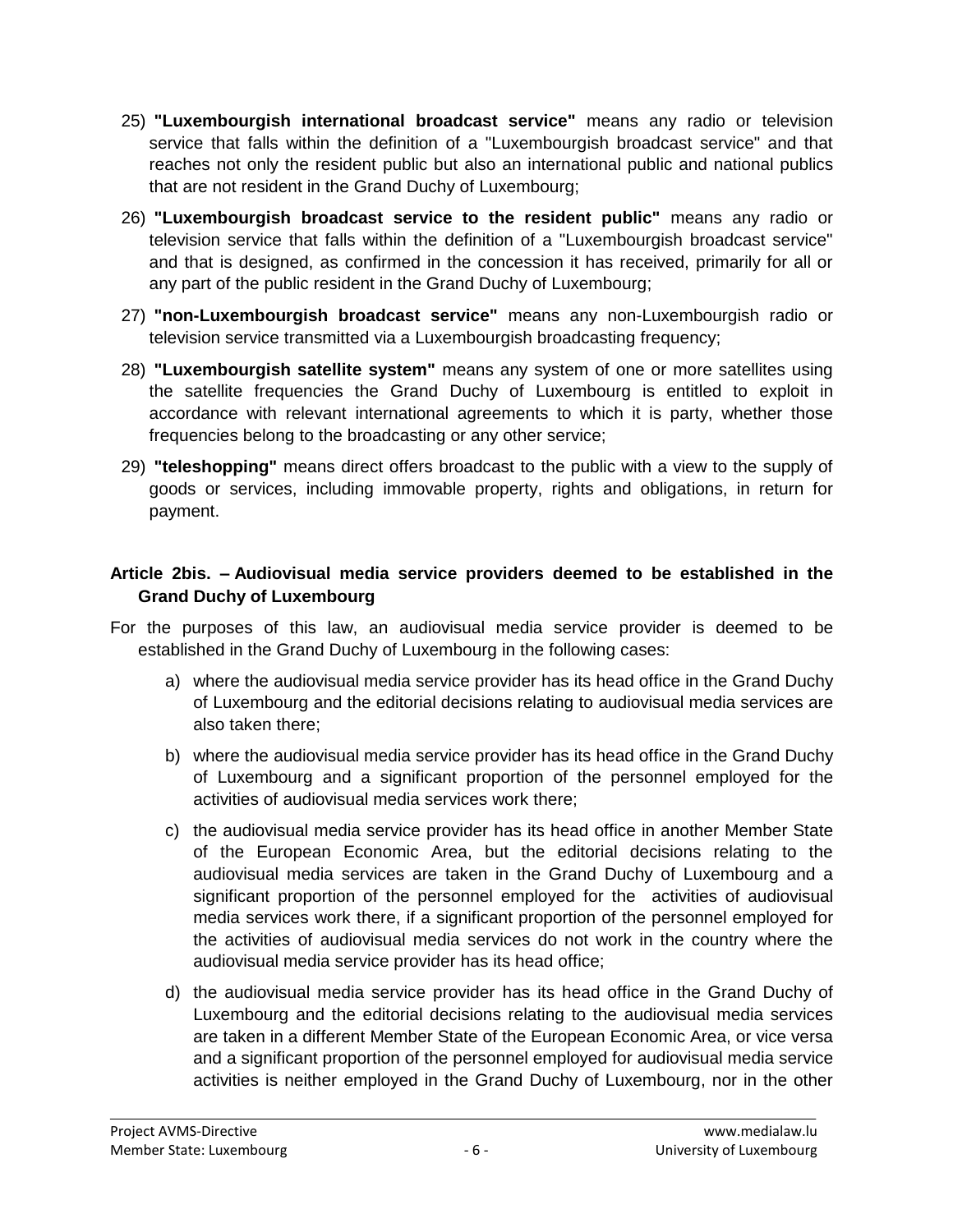25) **"Luxembourgish international broadcast service"** means any radio or television service that falls within the definition of a "Luxembourgish broadcast service" and that reaches not only the resident public but also an international public and national publics that are not resident in the Grand Duchy of Luxembourg;

26) **"Luxembourgish broadcast service to the resident public"** means any radio or television service that falls within the definition of a "Luxembourgish broadcast service" and that is designed, as confirmed in the concession it has received, primarily for all or any part of the public resident in the Grand Duchy of Luxembourg;

27) **"non-Luxembourgish broadcast service"** means any non-Luxembourgish radio or television service transmitted via a Luxembourgish broadcasting frequency;

28) **"Luxembourgish satellite system"** means any system of one or more satellites using the satellite frequencies the Grand Duchy of Luxembourg is entitled to exploit in accordance with relevant international agreements to which it is party, whether those frequencies belong to the broadcasting or any other service;

29) **"teleshopping"** means direct offers broadcast to the public with a view to the supply of goods or services, including immovable property, rights and obligations, in return for payment.

### Article 2bis. – Audiovisual media service providers deemed to be established in the Grand Duchy of Luxembourg

For the purposes of this law, an audiovisual media service provider is deemed to be established in the Grand Duchy of Luxembourg in the following cases:

a) where the audiovisual media service provider has its head office in the Grand Duchy of Luxembourg and the editorial decisions relating to audiovisual media services are also taken there;

b) where the audiovisual media service provider has its head office in the Grand Duchy of Luxembourg and a significant proportion of the personnel employed for the activities of audiovisual media services work there;

c) the audiovisual media service provider has its head office in another Member State of the European Economic Area, but the editorial decisions relating to the audiovisual media services are taken in the Grand Duchy of Luxembourg and a significant proportion of the personnel employed for the activities of audiovisual media services work there, if a significant proportion of the personnel employed for the activities of audiovisual media services do not work in the country where the audiovisual media service provider has its head office;

d) the audiovisual media service provider has its head office in the Grand Duchy of Luxembourg and the editorial decisions relating to the audiovisual media services are taken in a different Member State of the European Economic Area, or vice versa and a significant proportion of the personnel employed for audiovisual media service activities is neither employed in the Grand Duchy of Luxembourg, nor in the other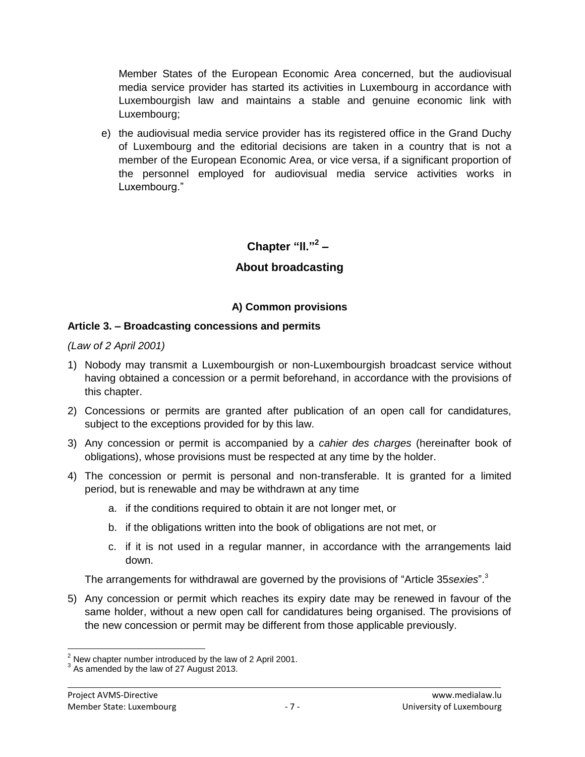Member States of the European Economic Area concerned, but the audiovisual media service provider has started its activities in Luxembourg in accordance with Luxembourgish law and maintains a stable and genuine economic link with Luxembourg;

e) the audiovisual media service provider has its registered office in the Grand Duchy of Luxembourg and the editorial decisions are taken in a country that is not a member of the European Economic Area, or vice versa, if a significant proportion of the personnel employed for audiovisual media service activities works in Luxembourg."

## Chapter "II."[2] –

## About broadcasting

### A) Common provisions

**Article 3. – Broadcasting concessions and permits**

*(Law of 2 April 2001)*

1) Nobody may transmit a Luxembourgish or non-Luxembourgish broadcast service without having obtained a concession or a permit beforehand, in accordance with the provisions of this chapter.

2) Concessions or permits are granted after publication of an open call for candidatures, subject to the exceptions provided for by this law.

3) Any concession or permit is accompanied by a *cahier des charges* (hereinafter book of obligations), whose provisions must be respected at any time by the holder.

4) The concession or permit is personal and non-transferable. It is granted for a limited period, but is renewable and may be withdrawn at any time

   a. if the conditions required to obtain it are not longer met, or

   b. if the obligations written into the book of obligations are not met, or

   c. if it is not used in a regular manner, in accordance with the arrangements laid down.

   The arrangements for withdrawal are governed by the provisions of "Article 35*sexies*".[3]

5) Any concession or permit which reaches its expiry date may be renewed in favour of the same holder, without a new open call for candidatures being organised. The provisions of the new concession or permit may be different from those applicable previously.

---

[2] New chapter number introduced by the law of 2 April 2001.

[3] As amended by the law of 27 August 2013.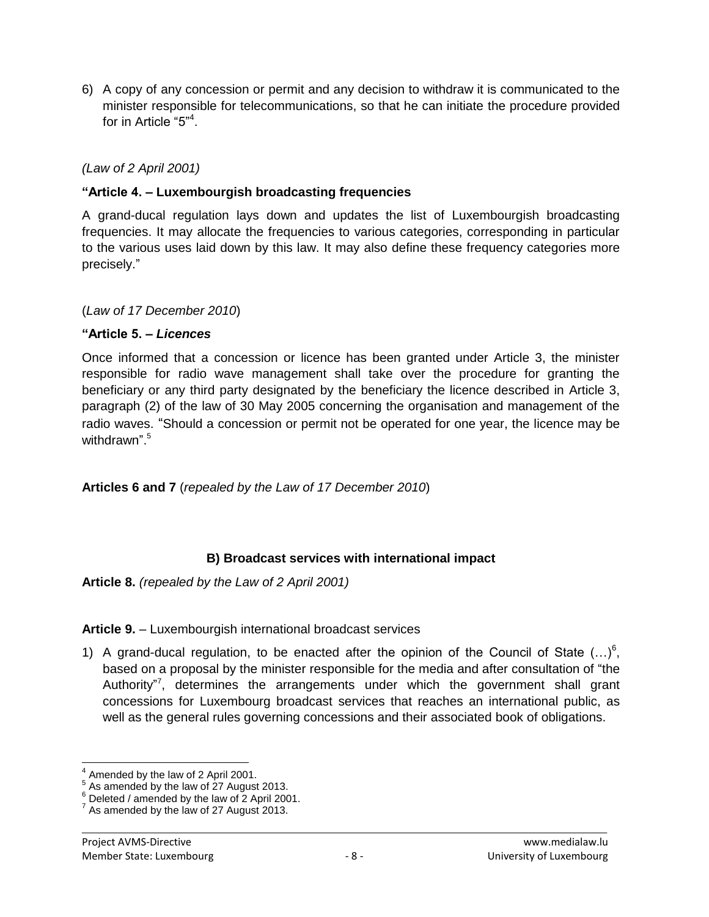6) A copy of any concession or permit and any decision to withdraw it is communicated to the minister responsible for telecommunications, so that he can initiate the procedure provided for in Article "5"[4].

*(Law of 2 April 2001)*

**"Article 4. – Luxembourgish broadcasting frequencies**

A grand-ducal regulation lays down and updates the list of Luxembourgish broadcasting frequencies. It may allocate the frequencies to various categories, corresponding in particular to the various uses laid down by this law. It may also define these frequency categories more precisely."

(*Law of 17 December 2010*)

**"Article 5. – *Licences***

Once informed that a concession or licence has been granted under Article 3, the minister responsible for radio wave management shall take over the procedure for granting the beneficiary or any third party designated by the beneficiary the licence described in Article 3, paragraph (2) of the law of 30 May 2005 concerning the organisation and management of the radio waves. "Should a concession or permit not be operated for one year, the licence may be withdrawn".[5]

**Articles 6 and 7** (*repealed by the Law of 17 December 2010*)

### B) Broadcast services with international impact

**Article 8.** *(repealed by the Law of 2 April 2001)*

**Article 9.** – Luxembourgish international broadcast services

1) A grand-ducal regulation, to be enacted after the opinion of the Council of State (…)[6], based on a proposal by the minister responsible for the media and after consultation of "the Authority"[7], determines the arrangements under which the government shall grant concessions for Luxembourg broadcast services that reaches an international public, as well as the general rules governing concessions and their associated book of obligations.

---

[4] Amended by the law of 2 April 2001.
[5] As amended by the law of 27 August 2013.
[6] Deleted / amended by the law of 2 April 2001.
[7] As amended by the law of 27 August 2013.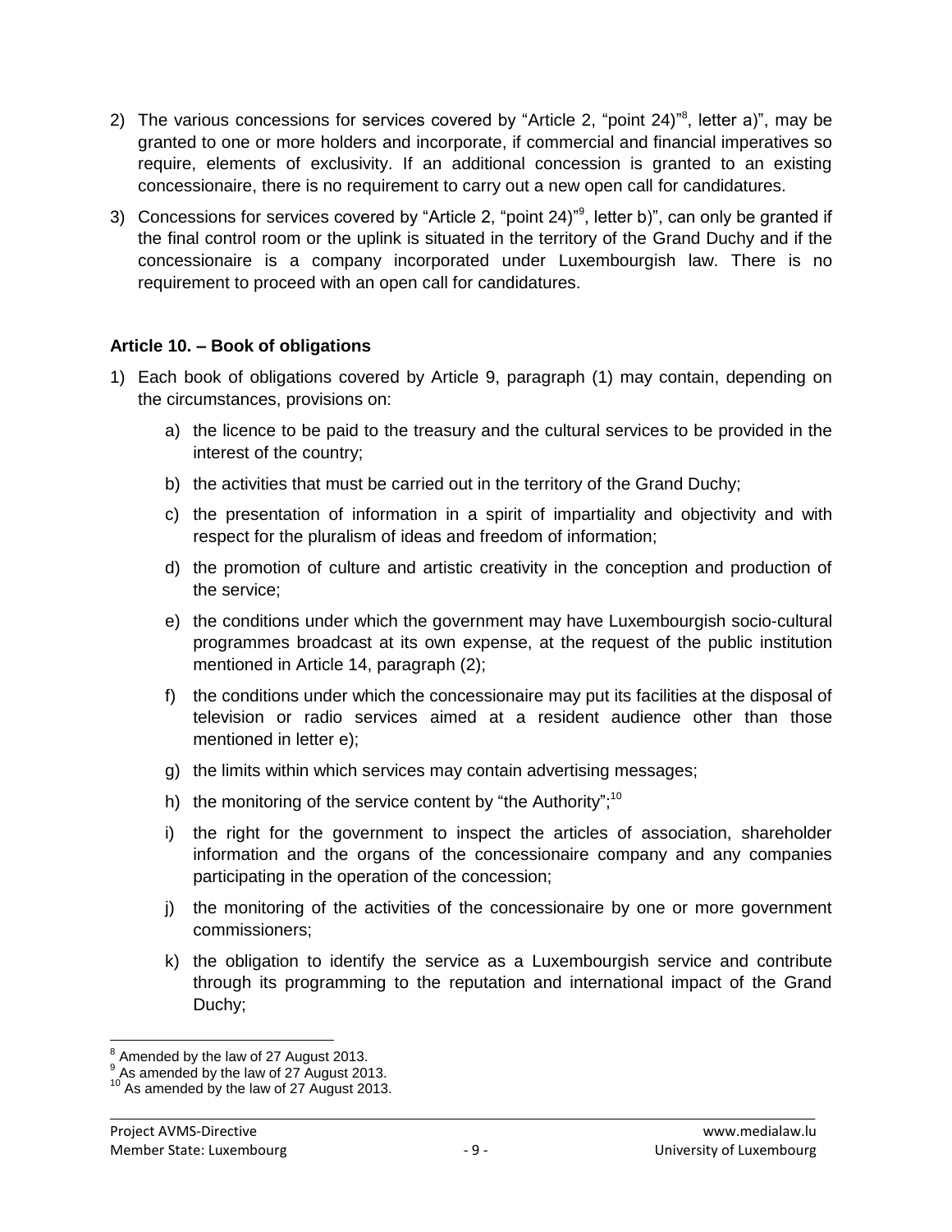2) The various concessions for services covered by "Article 2, "point 24)"[8], letter a)", may be granted to one or more holders and incorporate, if commercial and financial imperatives so require, elements of exclusivity. If an additional concession is granted to an existing concessionaire, there is no requirement to carry out a new open call for candidatures.

3) Concessions for services covered by "Article 2, "point 24)"[9], letter b)", can only be granted if the final control room or the uplink is situated in the territory of the Grand Duchy and if the concessionaire is a company incorporated under Luxembourgish law. There is no requirement to proceed with an open call for candidatures.

**Article 10. – Book of obligations**

1) Each book of obligations covered by Article 9, paragraph (1) may contain, depending on the circumstances, provisions on:

   a) the licence to be paid to the treasury and the cultural services to be provided in the interest of the country;

   b) the activities that must be carried out in the territory of the Grand Duchy;

   c) the presentation of information in a spirit of impartiality and objectivity and with respect for the pluralism of ideas and freedom of information;

   d) the promotion of culture and artistic creativity in the conception and production of the service;

   e) the conditions under which the government may have Luxembourgish socio-cultural programmes broadcast at its own expense, at the request of the public institution mentioned in Article 14, paragraph (2);

   f) the conditions under which the concessionaire may put its facilities at the disposal of television or radio services aimed at a resident audience other than those mentioned in letter e);

   g) the limits within which services may contain advertising messages;

   h) the monitoring of the service content by "the Authority";[10]

   i) the right for the government to inspect the articles of association, shareholder information and the organs of the concessionaire company and any companies participating in the operation of the concession;

   j) the monitoring of the activities of the concessionaire by one or more government commissioners;

   k) the obligation to identify the service as a Luxembourgish service and contribute through its programming to the reputation and international impact of the Grand Duchy;

---

[8] Amended by the law of 27 August 2013.

[9] As amended by the law of 27 August 2013.

[10] As amended by the law of 27 August 2013.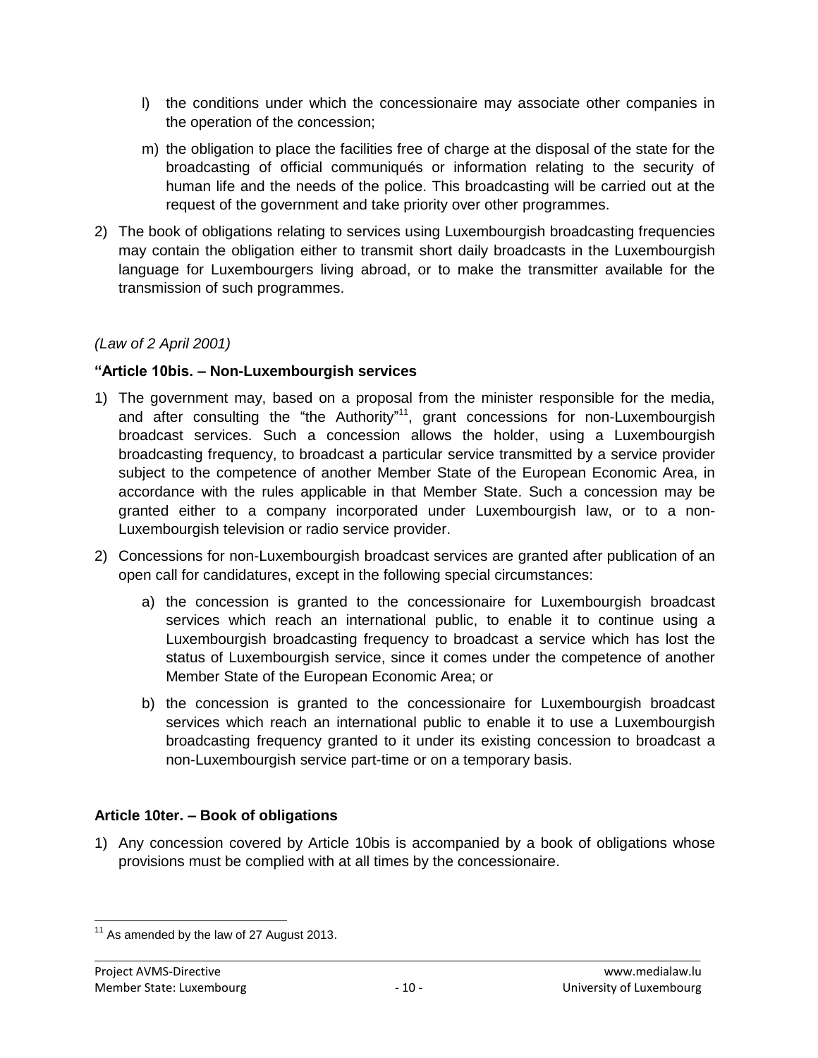l) the conditions under which the concessionaire may associate other companies in the operation of the concession;

m) the obligation to place the facilities free of charge at the disposal of the state for the broadcasting of official communiqués or information relating to the security of human life and the needs of the police. This broadcasting will be carried out at the request of the government and take priority over other programmes.

2) The book of obligations relating to services using Luxembourgish broadcasting frequencies may contain the obligation either to transmit short daily broadcasts in the Luxembourgish language for Luxembourgers living abroad, or to make the transmitter available for the transmission of such programmes.

*(Law of 2 April 2001)*

**"Article 10bis. – Non-Luxembourgish services**

1) The government may, based on a proposal from the minister responsible for the media, and after consulting the "the Authority"[11], grant concessions for non-Luxembourgish broadcast services. Such a concession allows the holder, using a Luxembourgish broadcasting frequency, to broadcast a particular service transmitted by a service provider subject to the competence of another Member State of the European Economic Area, in accordance with the rules applicable in that Member State. Such a concession may be granted either to a company incorporated under Luxembourgish law, or to a non-Luxembourgish television or radio service provider.

2) Concessions for non-Luxembourgish broadcast services are granted after publication of an open call for candidatures, except in the following special circumstances:

   a) the concession is granted to the concessionaire for Luxembourgish broadcast services which reach an international public, to enable it to continue using a Luxembourgish broadcasting frequency to broadcast a service which has lost the status of Luxembourgish service, since it comes under the competence of another Member State of the European Economic Area; or

   b) the concession is granted to the concessionaire for Luxembourgish broadcast services which reach an international public to enable it to use a Luxembourgish broadcasting frequency granted to it under its existing concession to broadcast a non-Luxembourgish service part-time or on a temporary basis.

**Article 10ter. – Book of obligations**

1) Any concession covered by Article 10bis is accompanied by a book of obligations whose provisions must be complied with at all times by the concessionaire.

---

[11] As amended by the law of 27 August 2013.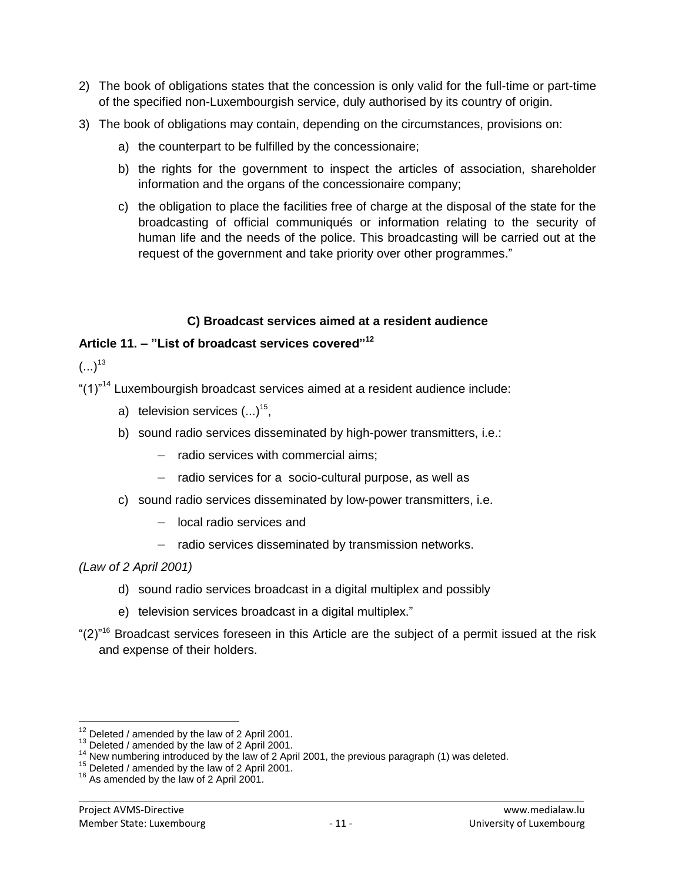2) The book of obligations states that the concession is only valid for the full-time or part-time of the specified non-Luxembourgish service, duly authorised by its country of origin.

3) The book of obligations may contain, depending on the circumstances, provisions on:

   a) the counterpart to be fulfilled by the concessionaire;

   b) the rights for the government to inspect the articles of association, shareholder information and the organs of the concessionaire company;

   c) the obligation to place the facilities free of charge at the disposal of the state for the broadcasting of official communiqués or information relating to the security of human life and the needs of the police. This broadcasting will be carried out at the request of the government and take priority over other programmes."

### C) Broadcast services aimed at a resident audience

**Article 11. – "List of broadcast services covered"[12]**

(...)[13]

"(1)"[14] Luxembourgish broadcast services aimed at a resident audience include:

   a) television services (...)[15],

   b) sound radio services disseminated by high-power transmitters, i.e.:

      - radio services with commercial aims;
      - radio services for a socio-cultural purpose, as well as

   c) sound radio services disseminated by low-power transmitters, i.e.

      - local radio services and
      - radio services disseminated by transmission networks.

*(Law of 2 April 2001)*

   d) sound radio services broadcast in a digital multiplex and possibly

   e) television services broadcast in a digital multiplex."

"(2)"[16] Broadcast services foreseen in this Article are the subject of a permit issued at the risk and expense of their holders.

---

[12] Deleted / amended by the law of 2 April 2001.

[13] Deleted / amended by the law of 2 April 2001.

[14] New numbering introduced by the law of 2 April 2001, the previous paragraph (1) was deleted.

[15] Deleted / amended by the law of 2 April 2001.

[16] As amended by the law of 2 April 2001.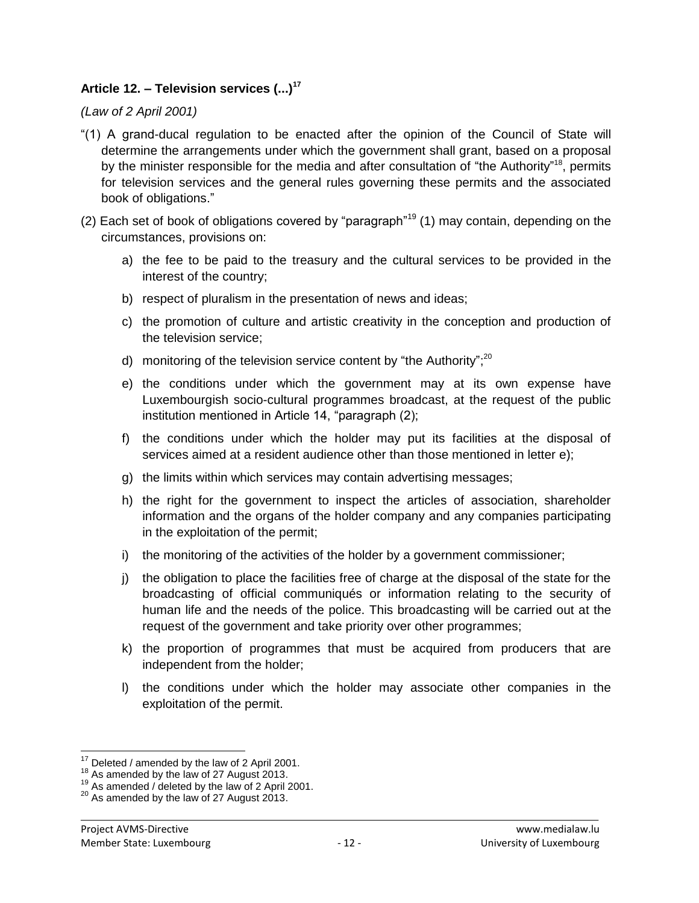### Article 12. – Television services (...)[17]

*(Law of 2 April 2001)*

"(1) A grand-ducal regulation to be enacted after the opinion of the Council of State will determine the arrangements under which the government shall grant, based on a proposal by the minister responsible for the media and after consultation of "the Authority"[18], permits for television services and the general rules governing these permits and the associated book of obligations."

(2) Each set of book of obligations covered by "paragraph"[19] (1) may contain, depending on the circumstances, provisions on:

a) the fee to be paid to the treasury and the cultural services to be provided in the interest of the country;

b) respect of pluralism in the presentation of news and ideas;

c) the promotion of culture and artistic creativity in the conception and production of the television service;

d) monitoring of the television service content by "the Authority";[20]

e) the conditions under which the government may at its own expense have Luxembourgish socio-cultural programmes broadcast, at the request of the public institution mentioned in Article 14, "paragraph (2);

f) the conditions under which the holder may put its facilities at the disposal of services aimed at a resident audience other than those mentioned in letter e);

g) the limits within which services may contain advertising messages;

h) the right for the government to inspect the articles of association, shareholder information and the organs of the holder company and any companies participating in the exploitation of the permit;

i) the monitoring of the activities of the holder by a government commissioner;

j) the obligation to place the facilities free of charge at the disposal of the state for the broadcasting of official communiqués or information relating to the security of human life and the needs of the police. This broadcasting will be carried out at the request of the government and take priority over other programmes;

k) the proportion of programmes that must be acquired from producers that are independent from the holder;

l) the conditions under which the holder may associate other companies in the exploitation of the permit.

---

[17] Deleted / amended by the law of 2 April 2001.

[18] As amended by the law of 27 August 2013.

[19] As amended / deleted by the law of 2 April 2001.

[20] As amended by the law of 27 August 2013.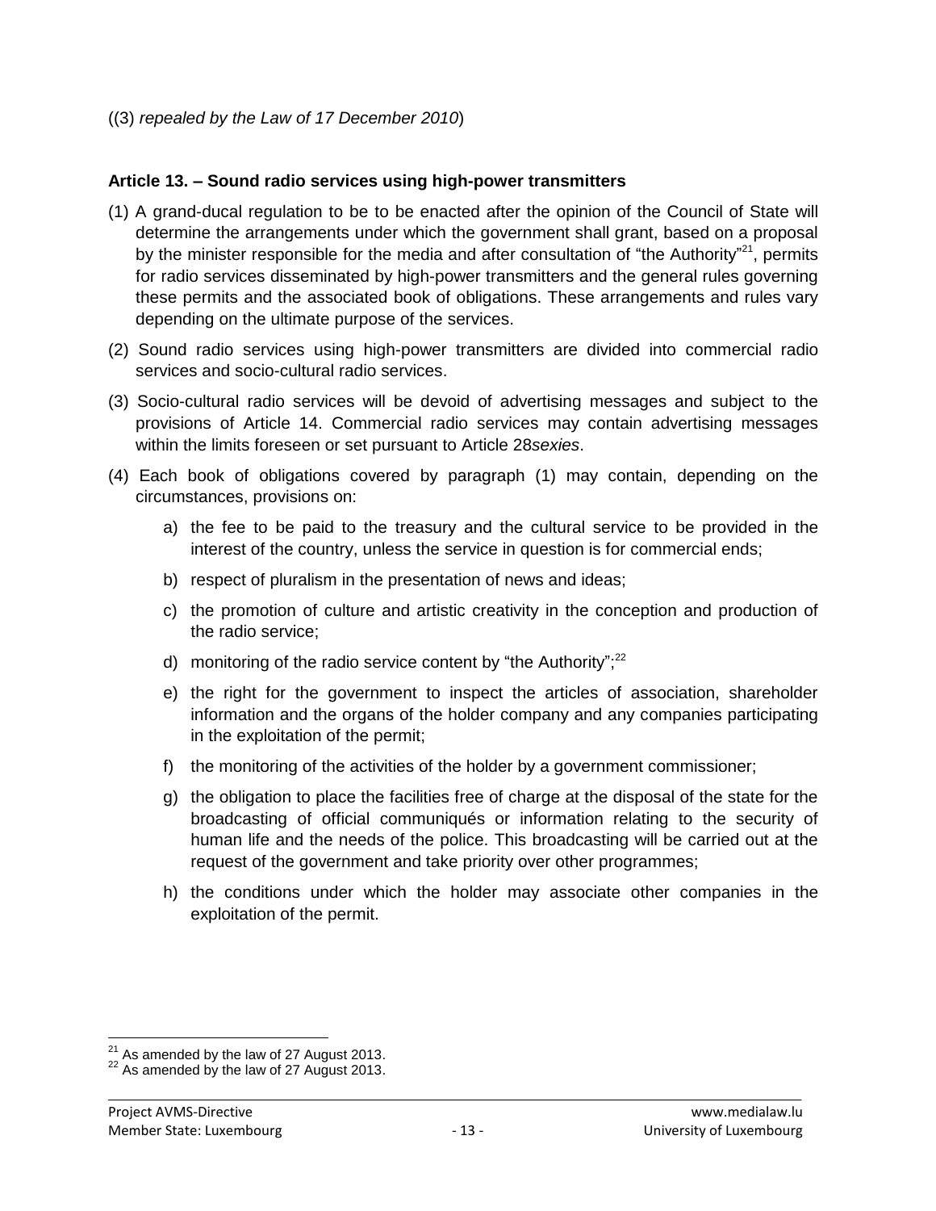((3) *repealed by the Law of 17 December 2010*)

**Article 13. – Sound radio services using high-power transmitters**

(1) A grand-ducal regulation to be to be enacted after the opinion of the Council of State will determine the arrangements under which the government shall grant, based on a proposal by the minister responsible for the media and after consultation of "the Authority"[21], permits for radio services disseminated by high-power transmitters and the general rules governing these permits and the associated book of obligations. These arrangements and rules vary depending on the ultimate purpose of the services.

(2) Sound radio services using high-power transmitters are divided into commercial radio services and socio-cultural radio services.

(3) Socio-cultural radio services will be devoid of advertising messages and subject to the provisions of Article 14. Commercial radio services may contain advertising messages within the limits foreseen or set pursuant to Article 28*sexies*.

(4) Each book of obligations covered by paragraph (1) may contain, depending on the circumstances, provisions on:

a) the fee to be paid to the treasury and the cultural service to be provided in the interest of the country, unless the service in question is for commercial ends;

b) respect of pluralism in the presentation of news and ideas;

c) the promotion of culture and artistic creativity in the conception and production of the radio service;

d) monitoring of the radio service content by "the Authority";[22]

e) the right for the government to inspect the articles of association, shareholder information and the organs of the holder company and any companies participating in the exploitation of the permit;

f) the monitoring of the activities of the holder by a government commissioner;

g) the obligation to place the facilities free of charge at the disposal of the state for the broadcasting of official communiqués or information relating to the security of human life and the needs of the police. This broadcasting will be carried out at the request of the government and take priority over other programmes;

h) the conditions under which the holder may associate other companies in the exploitation of the permit.

---

[21] As amended by the law of 27 August 2013.

[22] As amended by the law of 27 August 2013.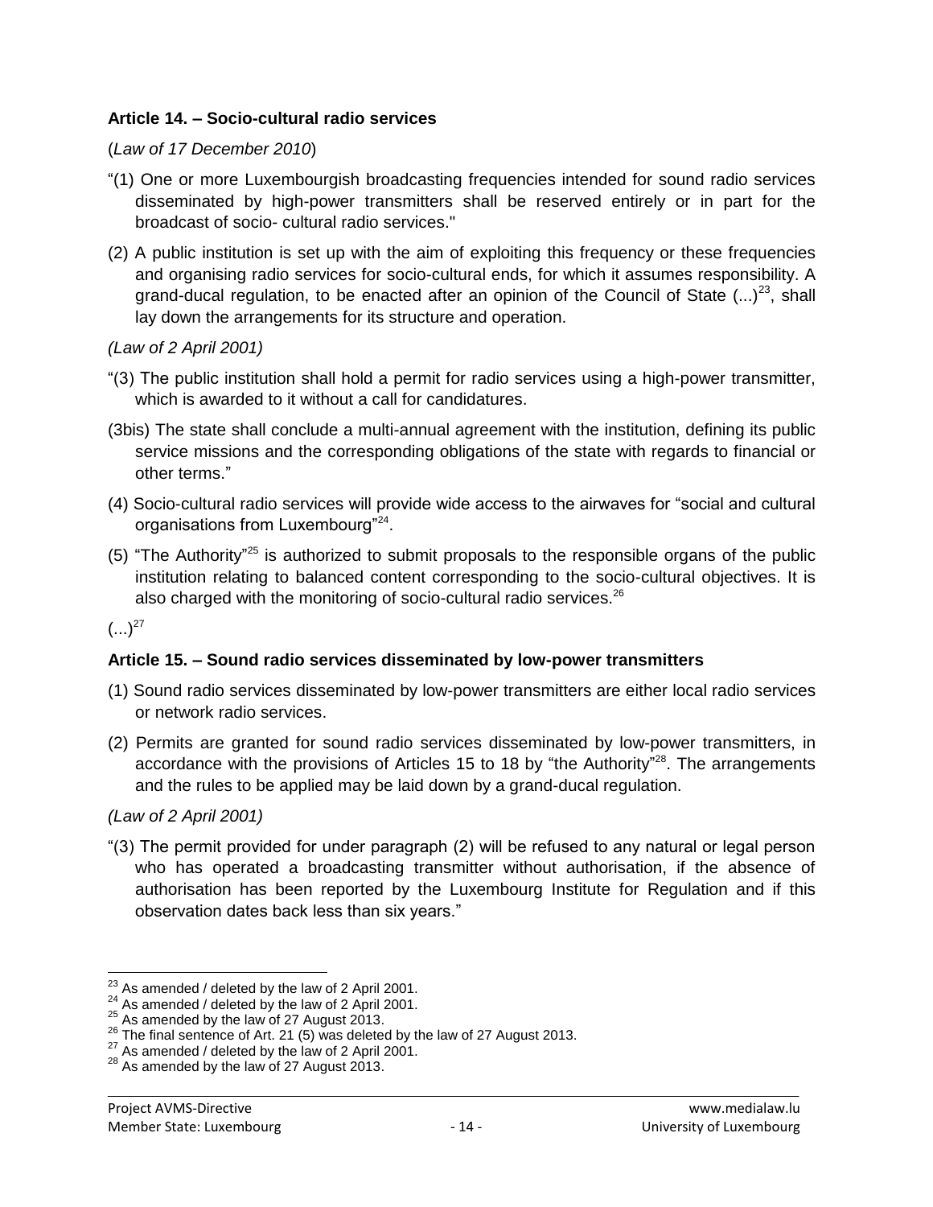### Article 14. – Socio-cultural radio services

(*Law of 17 December 2010*)

"(1) One or more Luxembourgish broadcasting frequencies intended for sound radio services disseminated by high-power transmitters shall be reserved entirely or in part for the broadcast of socio- cultural radio services."

(2) A public institution is set up with the aim of exploiting this frequency or these frequencies and organising radio services for socio-cultural ends, for which it assumes responsibility. A grand-ducal regulation, to be enacted after an opinion of the Council of State (...)[23], shall lay down the arrangements for its structure and operation.

*(Law of 2 April 2001)*

"(3) The public institution shall hold a permit for radio services using a high-power transmitter, which is awarded to it without a call for candidatures.

(3bis) The state shall conclude a multi-annual agreement with the institution, defining its public service missions and the corresponding obligations of the state with regards to financial or other terms."

(4) Socio-cultural radio services will provide wide access to the airwaves for "social and cultural organisations from Luxembourg"[24].

(5) "The Authority"[25] is authorized to submit proposals to the responsible organs of the public institution relating to balanced content corresponding to the socio-cultural objectives. It is also charged with the monitoring of socio-cultural radio services.[26]

(...)[27]

### Article 15. – Sound radio services disseminated by low-power transmitters

(1) Sound radio services disseminated by low-power transmitters are either local radio services or network radio services.

(2) Permits are granted for sound radio services disseminated by low-power transmitters, in accordance with the provisions of Articles 15 to 18 by "the Authority"[28]. The arrangements and the rules to be applied may be laid down by a grand-ducal regulation.

*(Law of 2 April 2001)*

"(3) The permit provided for under paragraph (2) will be refused to any natural or legal person who has operated a broadcasting transmitter without authorisation, if the absence of authorisation has been reported by the Luxembourg Institute for Regulation and if this observation dates back less than six years."

---

[23] As amended / deleted by the law of 2 April 2001.
[24] As amended / deleted by the law of 2 April 2001.
[25] As amended by the law of 27 August 2013.
[26] The final sentence of Art. 21 (5) was deleted by the law of 27 August 2013.
[27] As amended / deleted by the law of 2 April 2001.
[28] As amended by the law of 27 August 2013.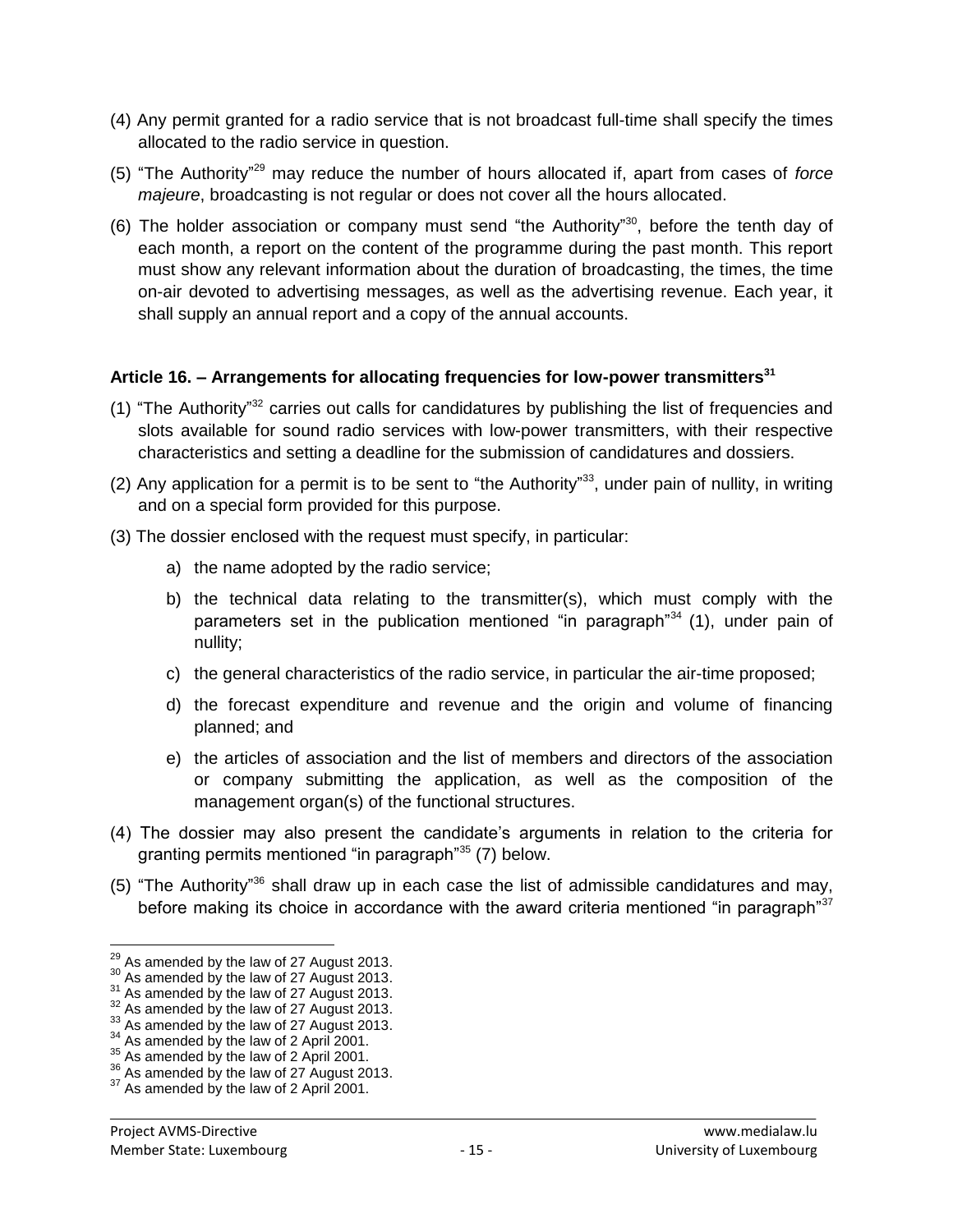(4) Any permit granted for a radio service that is not broadcast full-time shall specify the times allocated to the radio service in question.

(5) "The Authority"[29] may reduce the number of hours allocated if, apart from cases of *force majeure*, broadcasting is not regular or does not cover all the hours allocated.

(6) The holder association or company must send "the Authority"[30], before the tenth day of each month, a report on the content of the programme during the past month. This report must show any relevant information about the duration of broadcasting, the times, the time on-air devoted to advertising messages, as well as the advertising revenue. Each year, it shall supply an annual report and a copy of the annual accounts.

### Article 16. – Arrangements for allocating frequencies for low-power transmitters[31]

(1) "The Authority"[32] carries out calls for candidatures by publishing the list of frequencies and slots available for sound radio services with low-power transmitters, with their respective characteristics and setting a deadline for the submission of candidatures and dossiers.

(2) Any application for a permit is to be sent to "the Authority"[33], under pain of nullity, in writing and on a special form provided for this purpose.

(3) The dossier enclosed with the request must specify, in particular:

a) the name adopted by the radio service;

b) the technical data relating to the transmitter(s), which must comply with the parameters set in the publication mentioned "in paragraph"[34] (1), under pain of nullity;

c) the general characteristics of the radio service, in particular the air-time proposed;

d) the forecast expenditure and revenue and the origin and volume of financing planned; and

e) the articles of association and the list of members and directors of the association or company submitting the application, as well as the composition of the management organ(s) of the functional structures.

(4) The dossier may also present the candidate's arguments in relation to the criteria for granting permits mentioned "in paragraph"[35] (7) below.

(5) "The Authority"[36] shall draw up in each case the list of admissible candidatures and may, before making its choice in accordance with the award criteria mentioned "in paragraph"[37]

---

[29] As amended by the law of 27 August 2013.
[30] As amended by the law of 27 August 2013.
[31] As amended by the law of 27 August 2013.
[32] As amended by the law of 27 August 2013.
[33] As amended by the law of 27 August 2013.
[34] As amended by the law of 2 April 2001.
[35] As amended by the law of 2 April 2001.
[36] As amended by the law of 27 August 2013.
[37] As amended by the law of 2 April 2001.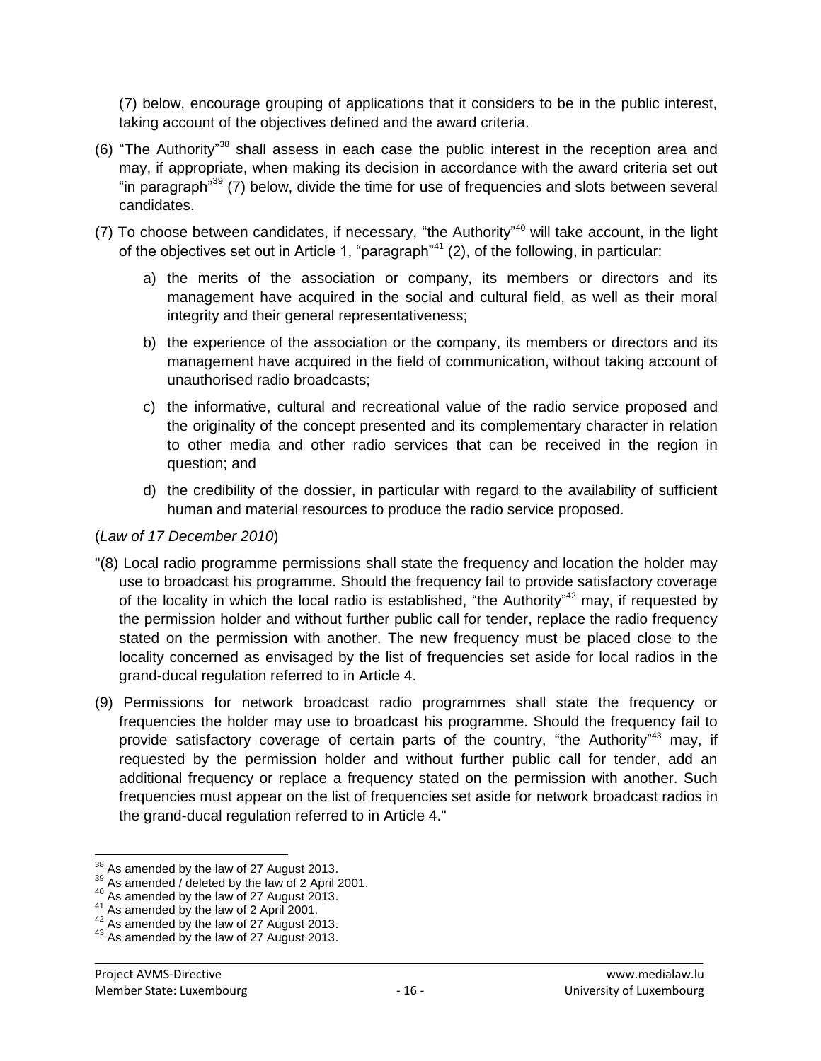(7) below, encourage grouping of applications that it considers to be in the public interest, taking account of the objectives defined and the award criteria.

(6) "The Authority"[38] shall assess in each case the public interest in the reception area and may, if appropriate, when making its decision in accordance with the award criteria set out "in paragraph"[39] (7) below, divide the time for use of frequencies and slots between several candidates.

(7) To choose between candidates, if necessary, "the Authority"[40] will take account, in the light of the objectives set out in Article 1, "paragraph"[41] (2), of the following, in particular:

   a) the merits of the association or company, its members or directors and its management have acquired in the social and cultural field, as well as their moral integrity and their general representativeness;

   b) the experience of the association or the company, its members or directors and its management have acquired in the field of communication, without taking account of unauthorised radio broadcasts;

   c) the informative, cultural and recreational value of the radio service proposed and the originality of the concept presented and its complementary character in relation to other media and other radio services that can be received in the region in question; and

   d) the credibility of the dossier, in particular with regard to the availability of sufficient human and material resources to produce the radio service proposed.

(*Law of 17 December 2010*)

"(8) Local radio programme permissions shall state the frequency and location the holder may use to broadcast his programme. Should the frequency fail to provide satisfactory coverage of the locality in which the local radio is established, "the Authority"[42] may, if requested by the permission holder and without further public call for tender, replace the radio frequency stated on the permission with another. The new frequency must be placed close to the locality concerned as envisaged by the list of frequencies set aside for local radios in the grand-ducal regulation referred to in Article 4.

(9) Permissions for network broadcast radio programmes shall state the frequency or frequencies the holder may use to broadcast his programme. Should the frequency fail to provide satisfactory coverage of certain parts of the country, "the Authority"[43] may, if requested by the permission holder and without further public call for tender, add an additional frequency or replace a frequency stated on the permission with another. Such frequencies must appear on the list of frequencies set aside for network broadcast radios in the grand-ducal regulation referred to in Article 4."

---

[38] As amended by the law of 27 August 2013.
[39] As amended / deleted by the law of 2 April 2001.
[40] As amended by the law of 27 August 2013.
[41] As amended by the law of 2 April 2001.
[42] As amended by the law of 27 August 2013.
[43] As amended by the law of 27 August 2013.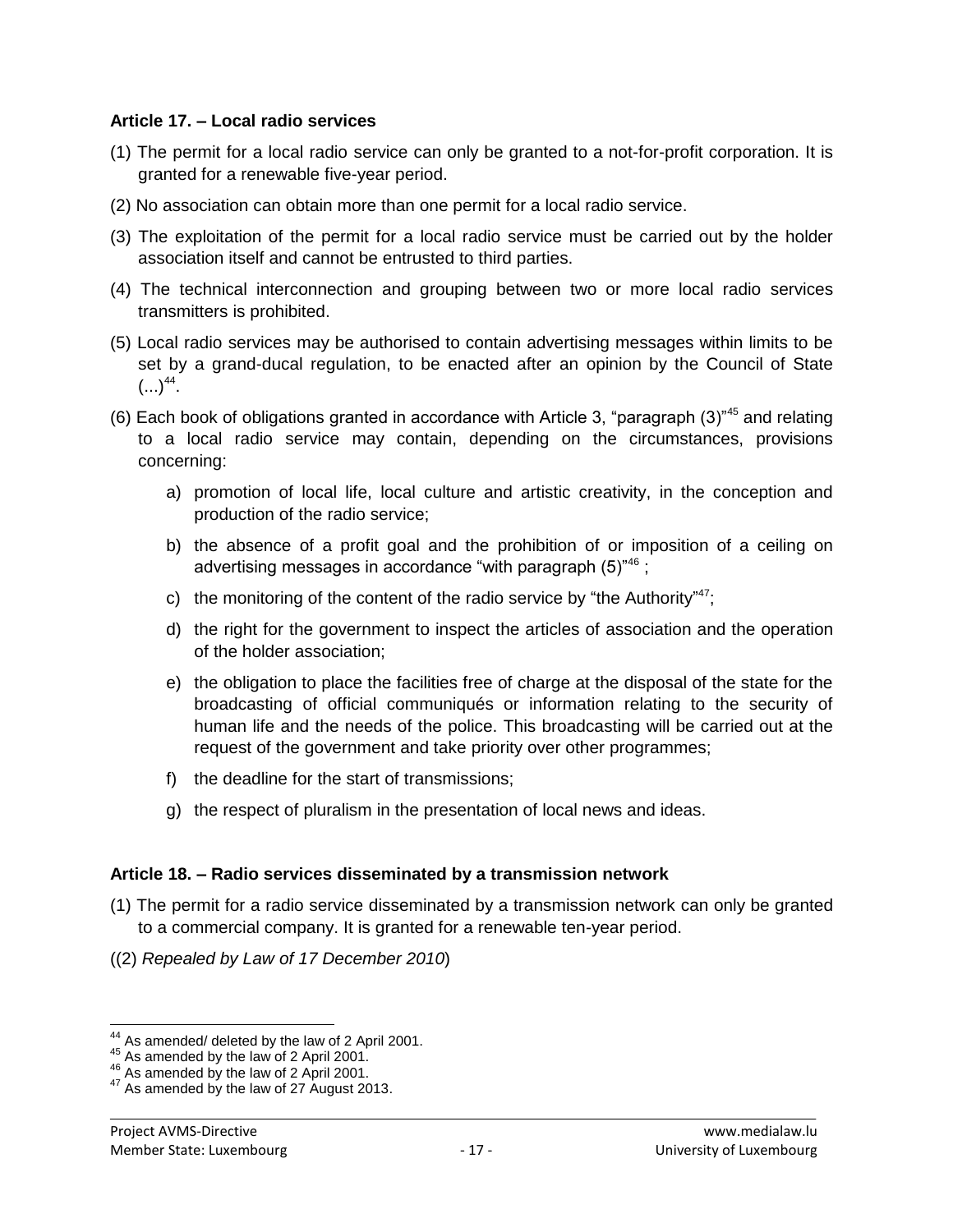### Article 17. – Local radio services

(1) The permit for a local radio service can only be granted to a not-for-profit corporation. It is granted for a renewable five-year period.

(2) No association can obtain more than one permit for a local radio service.

(3) The exploitation of the permit for a local radio service must be carried out by the holder association itself and cannot be entrusted to third parties.

(4) The technical interconnection and grouping between two or more local radio services transmitters is prohibited.

(5) Local radio services may be authorised to contain advertising messages within limits to be set by a grand-ducal regulation, to be enacted after an opinion by the Council of State (...)[44].

(6) Each book of obligations granted in accordance with Article 3, "paragraph (3)"[45] and relating to a local radio service may contain, depending on the circumstances, provisions concerning:

   a) promotion of local life, local culture and artistic creativity, in the conception and production of the radio service;

   b) the absence of a profit goal and the prohibition of or imposition of a ceiling on advertising messages in accordance "with paragraph (5)"[46] ;

   c) the monitoring of the content of the radio service by "the Authority"[47];

   d) the right for the government to inspect the articles of association and the operation of the holder association;

   e) the obligation to place the facilities free of charge at the disposal of the state for the broadcasting of official communiqués or information relating to the security of human life and the needs of the police. This broadcasting will be carried out at the request of the government and take priority over other programmes;

   f) the deadline for the start of transmissions;

   g) the respect of pluralism in the presentation of local news and ideas.

### Article 18. – Radio services disseminated by a transmission network

(1) The permit for a radio service disseminated by a transmission network can only be granted to a commercial company. It is granted for a renewable ten-year period.

((2) *Repealed by Law of 17 December 2010*)

---

[44] As amended/ deleted by the law of 2 April 2001.
[45] As amended by the law of 2 April 2001.
[46] As amended by the law of 2 April 2001.
[47] As amended by the law of 27 August 2013.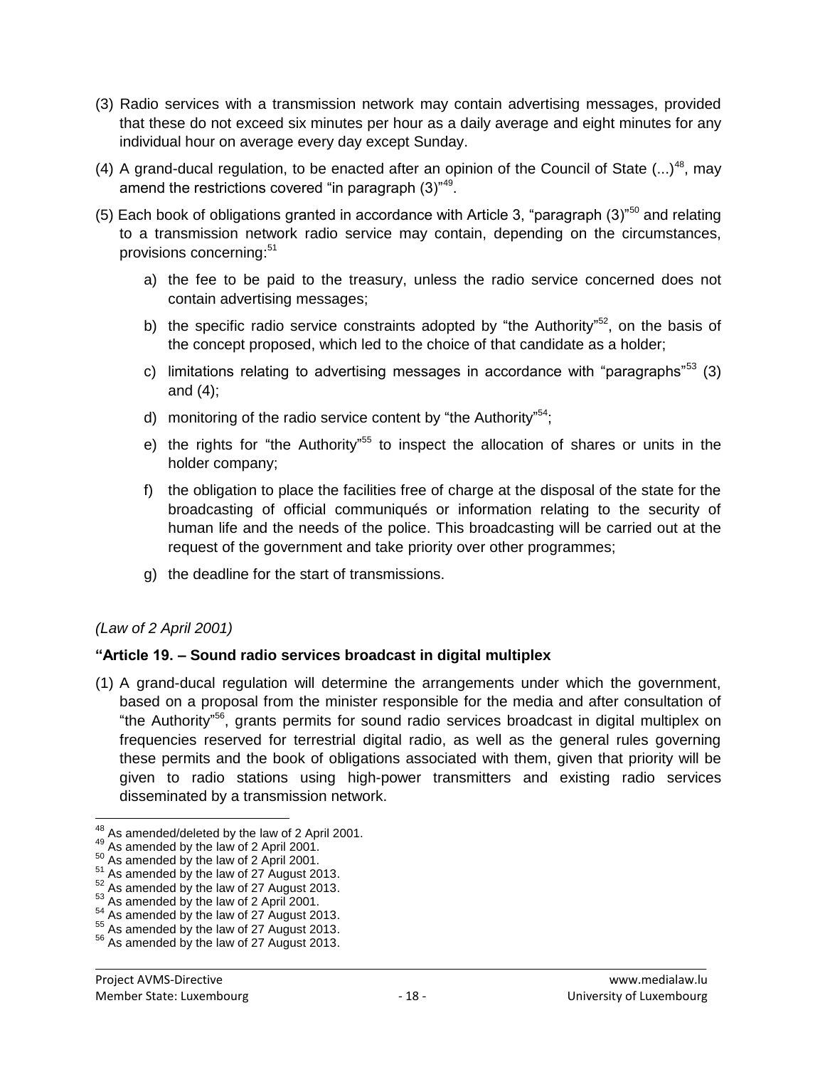(3) Radio services with a transmission network may contain advertising messages, provided that these do not exceed six minutes per hour as a daily average and eight minutes for any individual hour on average every day except Sunday.

(4) A grand-ducal regulation, to be enacted after an opinion of the Council of State (...)[48], may amend the restrictions covered "in paragraph (3)"[49].

(5) Each book of obligations granted in accordance with Article 3, "paragraph (3)"[50] and relating to a transmission network radio service may contain, depending on the circumstances, provisions concerning:[51]

a) the fee to be paid to the treasury, unless the radio service concerned does not contain advertising messages;

b) the specific radio service constraints adopted by "the Authority"[52], on the basis of the concept proposed, which led to the choice of that candidate as a holder;

c) limitations relating to advertising messages in accordance with "paragraphs"[53] (3) and (4);

d) monitoring of the radio service content by "the Authority"[54];

e) the rights for "the Authority"[55] to inspect the allocation of shares or units in the holder company;

f) the obligation to place the facilities free of charge at the disposal of the state for the broadcasting of official communiqués or information relating to the security of human life and the needs of the police. This broadcasting will be carried out at the request of the government and take priority over other programmes;

g) the deadline for the start of transmissions.

*(Law of 2 April 2001)*

**"Article 19. – Sound radio services broadcast in digital multiplex**

(1) A grand-ducal regulation will determine the arrangements under which the government, based on a proposal from the minister responsible for the media and after consultation of "the Authority"[56], grants permits for sound radio services broadcast in digital multiplex on frequencies reserved for terrestrial digital radio, as well as the general rules governing these permits and the book of obligations associated with them, given that priority will be given to radio stations using high-power transmitters and existing radio services disseminated by a transmission network.

---

[48] As amended/deleted by the law of 2 April 2001.
[49] As amended by the law of 2 April 2001.
[50] As amended by the law of 2 April 2001.
[51] As amended by the law of 27 August 2013.
[52] As amended by the law of 27 August 2013.
[53] As amended by the law of 2 April 2001.
[54] As amended by the law of 27 August 2013.
[55] As amended by the law of 27 August 2013.
[56] As amended by the law of 27 August 2013.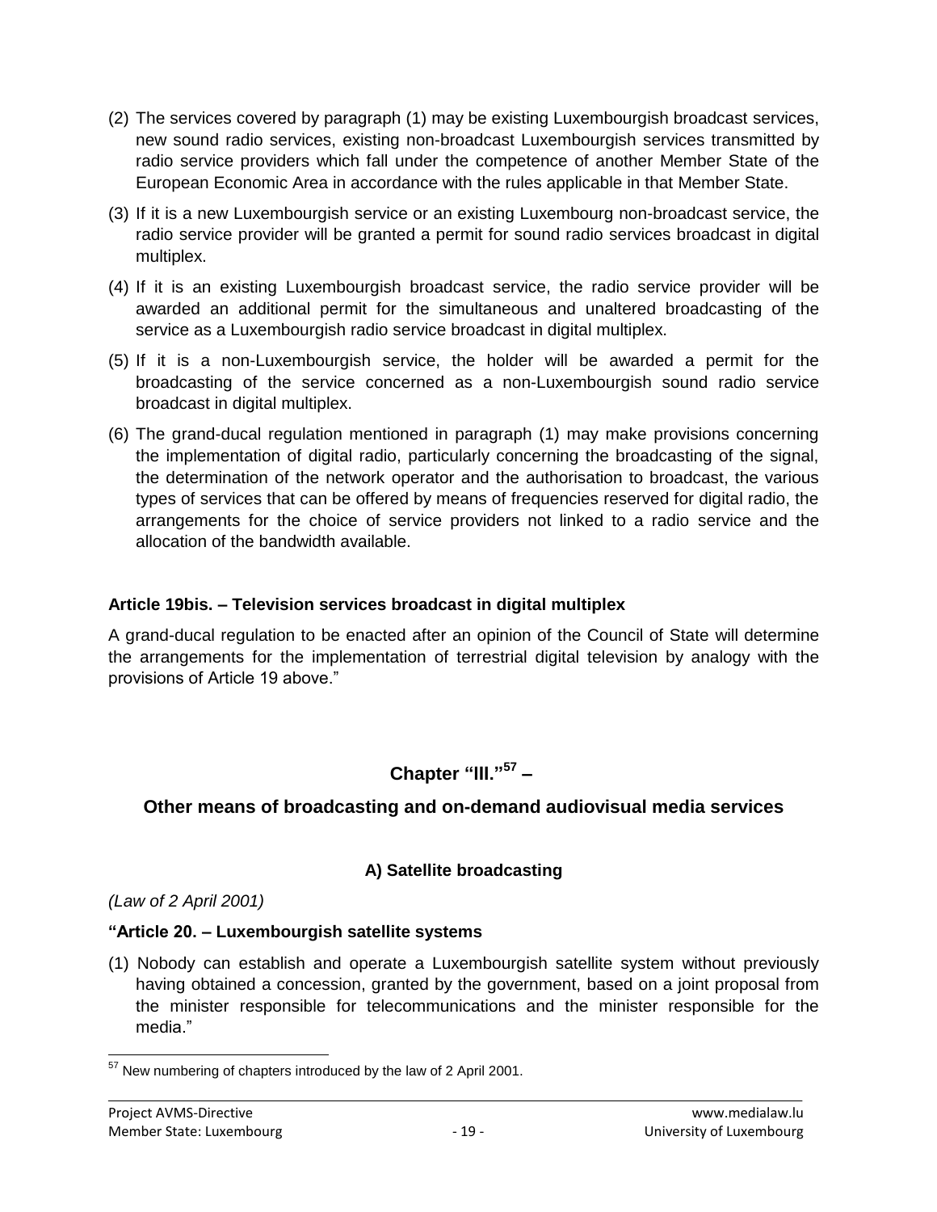(2) The services covered by paragraph (1) may be existing Luxembourgish broadcast services, new sound radio services, existing non-broadcast Luxembourgish services transmitted by radio service providers which fall under the competence of another Member State of the European Economic Area in accordance with the rules applicable in that Member State.

(3) If it is a new Luxembourgish service or an existing Luxembourg non-broadcast service, the radio service provider will be granted a permit for sound radio services broadcast in digital multiplex.

(4) If it is an existing Luxembourgish broadcast service, the radio service provider will be awarded an additional permit for the simultaneous and unaltered broadcasting of the service as a Luxembourgish radio service broadcast in digital multiplex.

(5) If it is a non-Luxembourgish service, the holder will be awarded a permit for the broadcasting of the service concerned as a non-Luxembourgish sound radio service broadcast in digital multiplex.

(6) The grand-ducal regulation mentioned in paragraph (1) may make provisions concerning the implementation of digital radio, particularly concerning the broadcasting of the signal, the determination of the network operator and the authorisation to broadcast, the various types of services that can be offered by means of frequencies reserved for digital radio, the arrangements for the choice of service providers not linked to a radio service and the allocation of the bandwidth available.

**Article 19bis. – Television services broadcast in digital multiplex**

A grand-ducal regulation to be enacted after an opinion of the Council of State will determine the arrangements for the implementation of terrestrial digital television by analogy with the provisions of Article 19 above."

## Chapter "III."[57] –

## Other means of broadcasting and on-demand audiovisual media services

### A) Satellite broadcasting

*(Law of 2 April 2001)*

**"Article 20. – Luxembourgish satellite systems**

(1) Nobody can establish and operate a Luxembourgish satellite system without previously having obtained a concession, granted by the government, based on a joint proposal from the minister responsible for telecommunications and the minister responsible for the media."

[57] New numbering of chapters introduced by the law of 2 April 2001.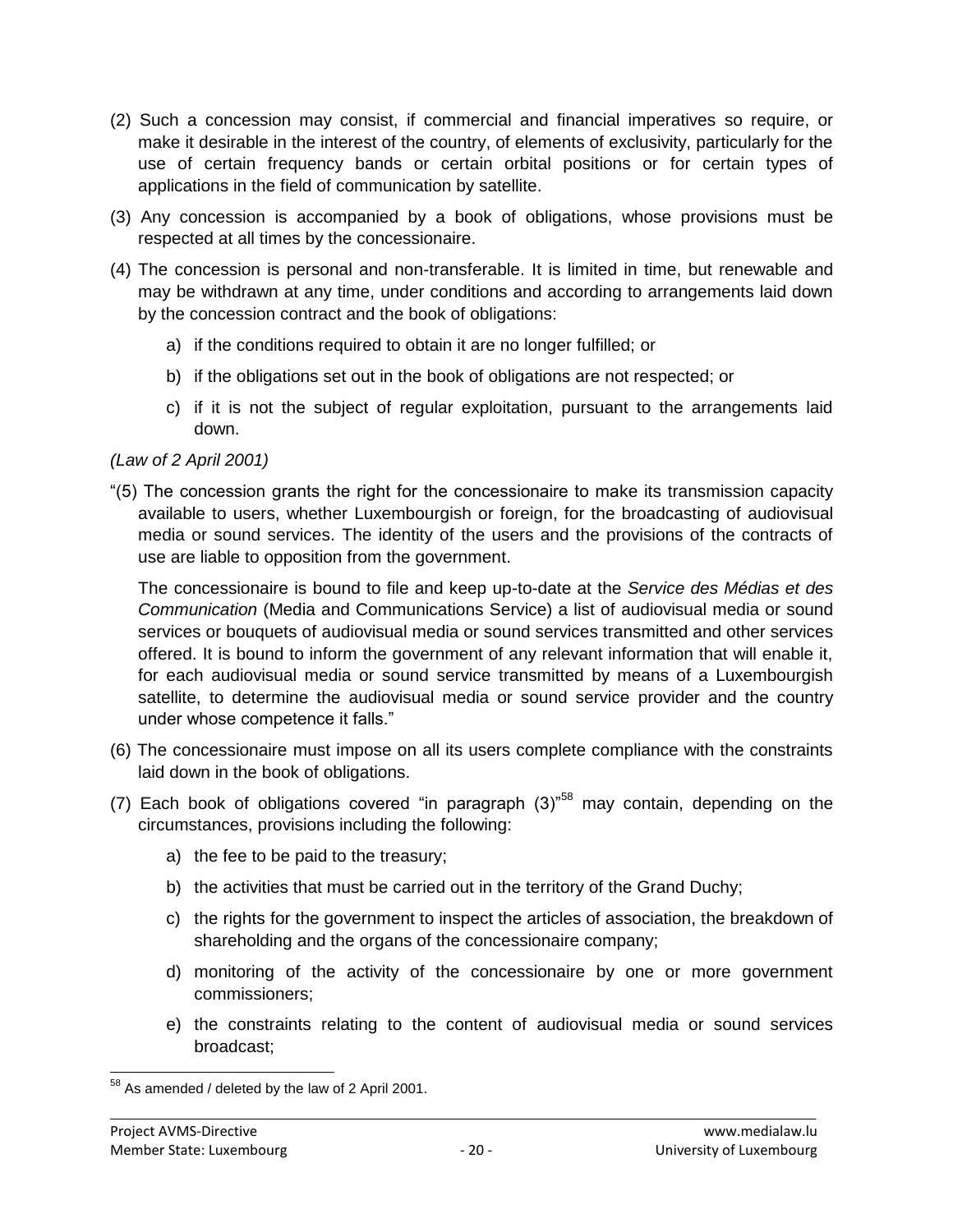(2) Such a concession may consist, if commercial and financial imperatives so require, or make it desirable in the interest of the country, of elements of exclusivity, particularly for the use of certain frequency bands or certain orbital positions or for certain types of applications in the field of communication by satellite.

(3) Any concession is accompanied by a book of obligations, whose provisions must be respected at all times by the concessionaire.

(4) The concession is personal and non-transferable. It is limited in time, but renewable and may be withdrawn at any time, under conditions and according to arrangements laid down by the concession contract and the book of obligations:

a) if the conditions required to obtain it are no longer fulfilled; or

b) if the obligations set out in the book of obligations are not respected; or

c) if it is not the subject of regular exploitation, pursuant to the arrangements laid down.

*(Law of 2 April 2001)*

"(5) The concession grants the right for the concessionaire to make its transmission capacity available to users, whether Luxembourgish or foreign, for the broadcasting of audiovisual media or sound services. The identity of the users and the provisions of the contracts of use are liable to opposition from the government.

The concessionaire is bound to file and keep up-to-date at the *Service des Médias et des Communication* (Media and Communications Service) a list of audiovisual media or sound services or bouquets of audiovisual media or sound services transmitted and other services offered. It is bound to inform the government of any relevant information that will enable it, for each audiovisual media or sound service transmitted by means of a Luxembourgish satellite, to determine the audiovisual media or sound service provider and the country under whose competence it falls."

(6) The concessionaire must impose on all its users complete compliance with the constraints laid down in the book of obligations.

(7) Each book of obligations covered "in paragraph (3)"[58] may contain, depending on the circumstances, provisions including the following:

a) the fee to be paid to the treasury;

b) the activities that must be carried out in the territory of the Grand Duchy;

c) the rights for the government to inspect the articles of association, the breakdown of shareholding and the organs of the concessionaire company;

d) monitoring of the activity of the concessionaire by one or more government commissioners;

e) the constraints relating to the content of audiovisual media or sound services broadcast;

[58] As amended / deleted by the law of 2 April 2001.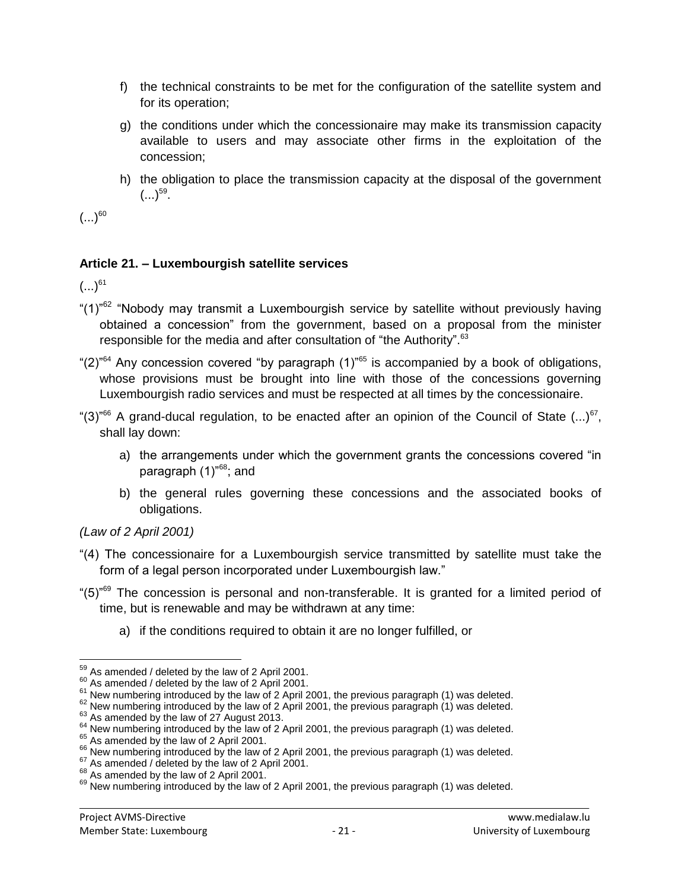f) the technical constraints to be met for the configuration of the satellite system and for its operation;

g) the conditions under which the concessionaire may make its transmission capacity available to users and may associate other firms in the exploitation of the concession;

h) the obligation to place the transmission capacity at the disposal of the government (...)[59].

(...)[60]

**Article 21. – Luxembourgish satellite services**

(...)[61]

"(1)"[62] "Nobody may transmit a Luxembourgish service by satellite without previously having obtained a concession" from the government, based on a proposal from the minister responsible for the media and after consultation of "the Authority".[63]

"(2)"[64] Any concession covered "by paragraph (1)"[65] is accompanied by a book of obligations, whose provisions must be brought into line with those of the concessions governing Luxembourgish radio services and must be respected at all times by the concessionaire.

"(3)"[66] A grand-ducal regulation, to be enacted after an opinion of the Council of State (...)[67], shall lay down:

a) the arrangements under which the government grants the concessions covered "in paragraph (1)"[68]; and

b) the general rules governing these concessions and the associated books of obligations.

*(Law of 2 April 2001)*

"(4) The concessionaire for a Luxembourgish service transmitted by satellite must take the form of a legal person incorporated under Luxembourgish law."

"(5)"[69] The concession is personal and non-transferable. It is granted for a limited period of time, but is renewable and may be withdrawn at any time:

a) if the conditions required to obtain it are no longer fulfilled, or

---

[59] As amended / deleted by the law of 2 April 2001.

[60] As amended / deleted by the law of 2 April 2001.

[61] New numbering introduced by the law of 2 April 2001, the previous paragraph (1) was deleted.

[62] New numbering introduced by the law of 2 April 2001, the previous paragraph (1) was deleted.

[63] As amended by the law of 27 August 2013.

[64] New numbering introduced by the law of 2 April 2001, the previous paragraph (1) was deleted.

[65] As amended by the law of 2 April 2001.

[66] New numbering introduced by the law of 2 April 2001, the previous paragraph (1) was deleted.

[67] As amended / deleted by the law of 2 April 2001.

[68] As amended by the law of 2 April 2001.

[69] New numbering introduced by the law of 2 April 2001, the previous paragraph (1) was deleted.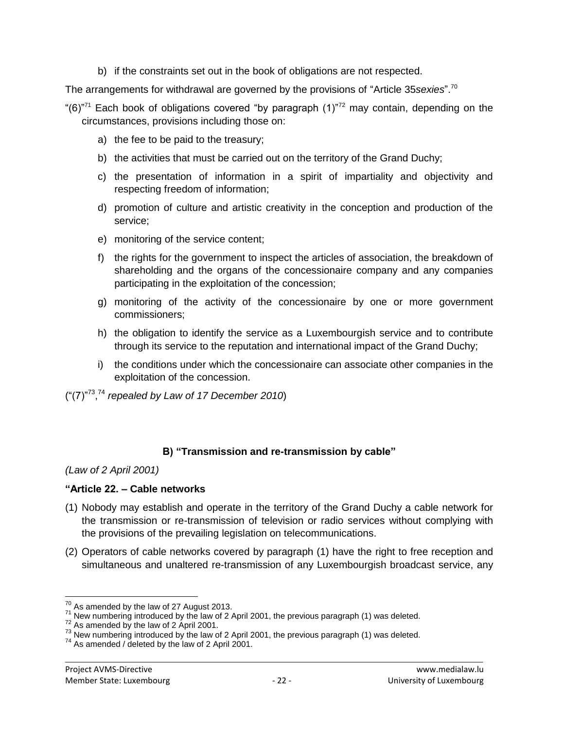b) if the constraints set out in the book of obligations are not respected.

The arrangements for withdrawal are governed by the provisions of "Article 35*sexies*".[70]

"(6)"[71] Each book of obligations covered "by paragraph (1)"[72] may contain, depending on the circumstances, provisions including those on:

a) the fee to be paid to the treasury;

b) the activities that must be carried out on the territory of the Grand Duchy;

c) the presentation of information in a spirit of impartiality and objectivity and respecting freedom of information;

d) promotion of culture and artistic creativity in the conception and production of the service;

e) monitoring of the service content;

f) the rights for the government to inspect the articles of association, the breakdown of shareholding and the organs of the concessionaire company and any companies participating in the exploitation of the concession;

g) monitoring of the activity of the concessionaire by one or more government commissioners;

h) the obligation to identify the service as a Luxembourgish service and to contribute through its service to the reputation and international impact of the Grand Duchy;

i) the conditions under which the concessionaire can associate other companies in the exploitation of the concession.

("(7)"[73],[74] *repealed by Law of 17 December 2010*)

### B) "Transmission and re-transmission by cable"

*(Law of 2 April 2001)*

**"Article 22. – Cable networks**

(1) Nobody may establish and operate in the territory of the Grand Duchy a cable network for the transmission or re-transmission of television or radio services without complying with the provisions of the prevailing legislation on telecommunications.

(2) Operators of cable networks covered by paragraph (1) have the right to free reception and simultaneous and unaltered re-transmission of any Luxembourgish broadcast service, any

---

[70] As amended by the law of 27 August 2013.

[71] New numbering introduced by the law of 2 April 2001, the previous paragraph (1) was deleted.

[72] As amended by the law of 2 April 2001.

[73] New numbering introduced by the law of 2 April 2001, the previous paragraph (1) was deleted.

[74] As amended / deleted by the law of 2 April 2001.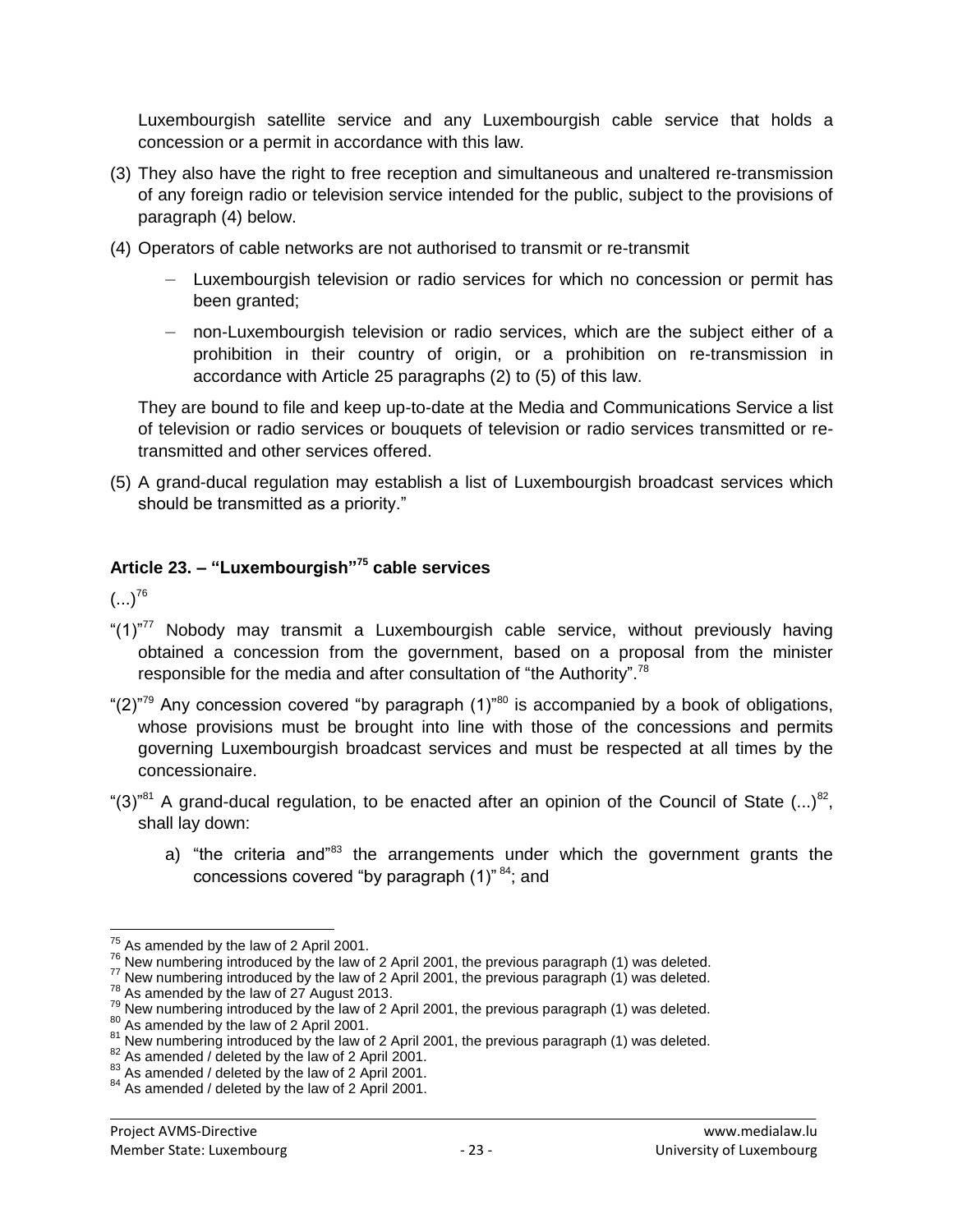Luxembourgish satellite service and any Luxembourgish cable service that holds a concession or a permit in accordance with this law.

(3) They also have the right to free reception and simultaneous and unaltered re-transmission of any foreign radio or television service intended for the public, subject to the provisions of paragraph (4) below.

(4) Operators of cable networks are not authorised to transmit or re-transmit

- Luxembourgish television or radio services for which no concession or permit has been granted;
- non-Luxembourgish television or radio services, which are the subject either of a prohibition in their country of origin, or a prohibition on re-transmission in accordance with Article 25 paragraphs (2) to (5) of this law.

They are bound to file and keep up-to-date at the Media and Communications Service a list of television or radio services or bouquets of television or radio services transmitted or re-transmitted and other services offered.

(5) A grand-ducal regulation may establish a list of Luxembourgish broadcast services which should be transmitted as a priority."

### Article 23. – "Luxembourgish"[75] cable services

(...)[76]

"(1)"[77] Nobody may transmit a Luxembourgish cable service, without previously having obtained a concession from the government, based on a proposal from the minister responsible for the media and after consultation of "the Authority".[78]

"(2)"[79] Any concession covered "by paragraph (1)"[80] is accompanied by a book of obligations, whose provisions must be brought into line with those of the concessions and permits governing Luxembourgish broadcast services and must be respected at all times by the concessionaire.

"(3)"[81] A grand-ducal regulation, to be enacted after an opinion of the Council of State (...)[82], shall lay down:

a) "the criteria and"[83] the arrangements under which the government grants the concessions covered "by paragraph (1)"[84]; and

---

[75] As amended by the law of 2 April 2001.
[76] New numbering introduced by the law of 2 April 2001, the previous paragraph (1) was deleted.
[77] New numbering introduced by the law of 2 April 2001, the previous paragraph (1) was deleted.
[78] As amended by the law of 27 August 2013.
[79] New numbering introduced by the law of 2 April 2001, the previous paragraph (1) was deleted.
[80] As amended by the law of 2 April 2001.
[81] New numbering introduced by the law of 2 April 2001, the previous paragraph (1) was deleted.
[82] As amended / deleted by the law of 2 April 2001.
[83] As amended / deleted by the law of 2 April 2001.
[84] As amended / deleted by the law of 2 April 2001.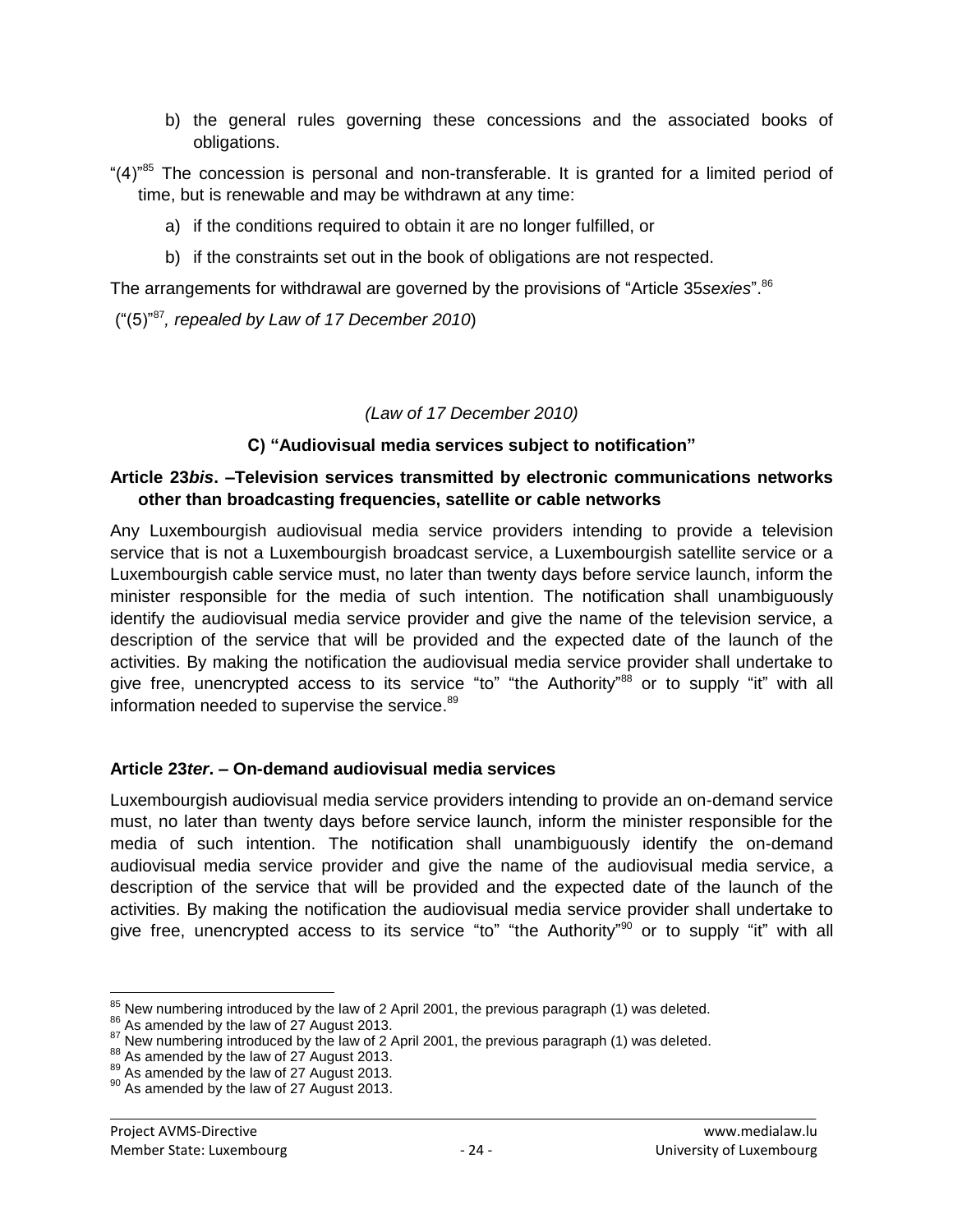b) the general rules governing these concessions and the associated books of obligations.

"(4)"[85] The concession is personal and non-transferable. It is granted for a limited period of time, but is renewable and may be withdrawn at any time:

a) if the conditions required to obtain it are no longer fulfilled, or

b) if the constraints set out in the book of obligations are not respected.

The arrangements for withdrawal are governed by the provisions of "Article 35*sexies*".[86]

("(5)"[87]*, repealed by Law of 17 December 2010*)

*(Law of 17 December 2010)*

### C) "Audiovisual media services subject to notification"

**Article 23*bis*. –Television services transmitted by electronic communications networks other than broadcasting frequencies, satellite or cable networks**

Any Luxembourgish audiovisual media service providers intending to provide a television service that is not a Luxembourgish broadcast service, a Luxembourgish satellite service or a Luxembourgish cable service must, no later than twenty days before service launch, inform the minister responsible for the media of such intention. The notification shall unambiguously identify the audiovisual media service provider and give the name of the television service, a description of the service that will be provided and the expected date of the launch of the activities. By making the notification the audiovisual media service provider shall undertake to give free, unencrypted access to its service "to" "the Authority"[88] or to supply "it" with all information needed to supervise the service.[89]

**Article 23*ter*. – On-demand audiovisual media services**

Luxembourgish audiovisual media service providers intending to provide an on-demand service must, no later than twenty days before service launch, inform the minister responsible for the media of such intention. The notification shall unambiguously identify the on-demand audiovisual media service provider and give the name of the audiovisual media service, a description of the service that will be provided and the expected date of the launch of the activities. By making the notification the audiovisual media service provider shall undertake to give free, unencrypted access to its service "to" "the Authority"[90] or to supply "it" with all

---

[85] New numbering introduced by the law of 2 April 2001, the previous paragraph (1) was deleted.
[86] As amended by the law of 27 August 2013.
[87] New numbering introduced by the law of 2 April 2001, the previous paragraph (1) was deleted.
[88] As amended by the law of 27 August 2013.
[89] As amended by the law of 27 August 2013.
[90] As amended by the law of 27 August 2013.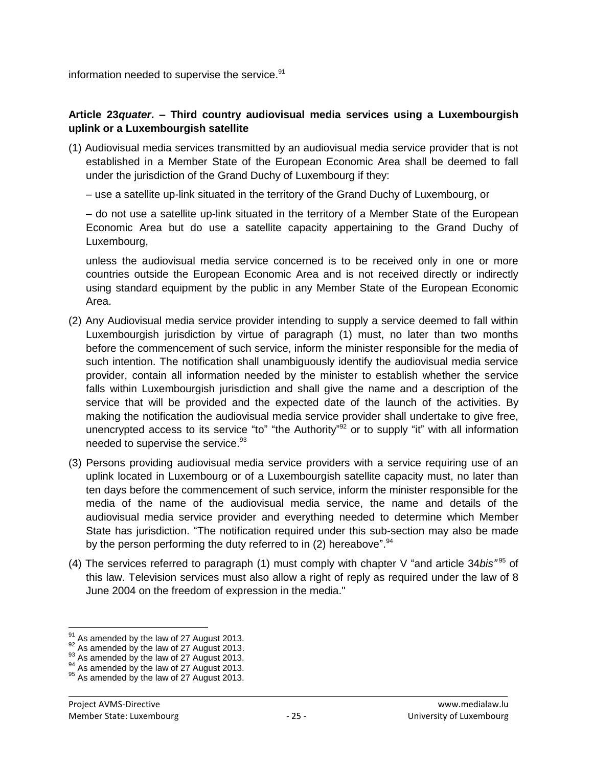information needed to supervise the service.[91]

**Article 23*quater*. – Third country audiovisual media services using a Luxembourgish uplink or a Luxembourgish satellite**

(1) Audiovisual media services transmitted by an audiovisual media service provider that is not established in a Member State of the European Economic Area shall be deemed to fall under the jurisdiction of the Grand Duchy of Luxembourg if they:

– use a satellite up-link situated in the territory of the Grand Duchy of Luxembourg, or

– do not use a satellite up-link situated in the territory of a Member State of the European Economic Area but do use a satellite capacity appertaining to the Grand Duchy of Luxembourg,

unless the audiovisual media service concerned is to be received only in one or more countries outside the European Economic Area and is not received directly or indirectly using standard equipment by the public in any Member State of the European Economic Area.

(2) Any Audiovisual media service provider intending to supply a service deemed to fall within Luxembourgish jurisdiction by virtue of paragraph (1) must, no later than two months before the commencement of such service, inform the minister responsible for the media of such intention. The notification shall unambiguously identify the audiovisual media service provider, contain all information needed by the minister to establish whether the service falls within Luxembourgish jurisdiction and shall give the name and a description of the service that will be provided and the expected date of the launch of the activities. By making the notification the audiovisual media service provider shall undertake to give free, unencrypted access to its service "to" "the Authority"[92] or to supply "it" with all information needed to supervise the service.[93]

(3) Persons providing audiovisual media service providers with a service requiring use of an uplink located in Luxembourg or of a Luxembourgish satellite capacity must, no later than ten days before the commencement of such service, inform the minister responsible for the media of the name of the audiovisual media service, the name and details of the audiovisual media service provider and everything needed to determine which Member State has jurisdiction. "The notification required under this sub-section may also be made by the person performing the duty referred to in (2) hereabove".[94]

(4) The services referred to paragraph (1) must comply with chapter V "and article 34*bis*"[95] of this law. Television services must also allow a right of reply as required under the law of 8 June 2004 on the freedom of expression in the media."

---

[91] As amended by the law of 27 August 2013.
[92] As amended by the law of 27 August 2013.
[93] As amended by the law of 27 August 2013.
[94] As amended by the law of 27 August 2013.
[95] As amended by the law of 27 August 2013.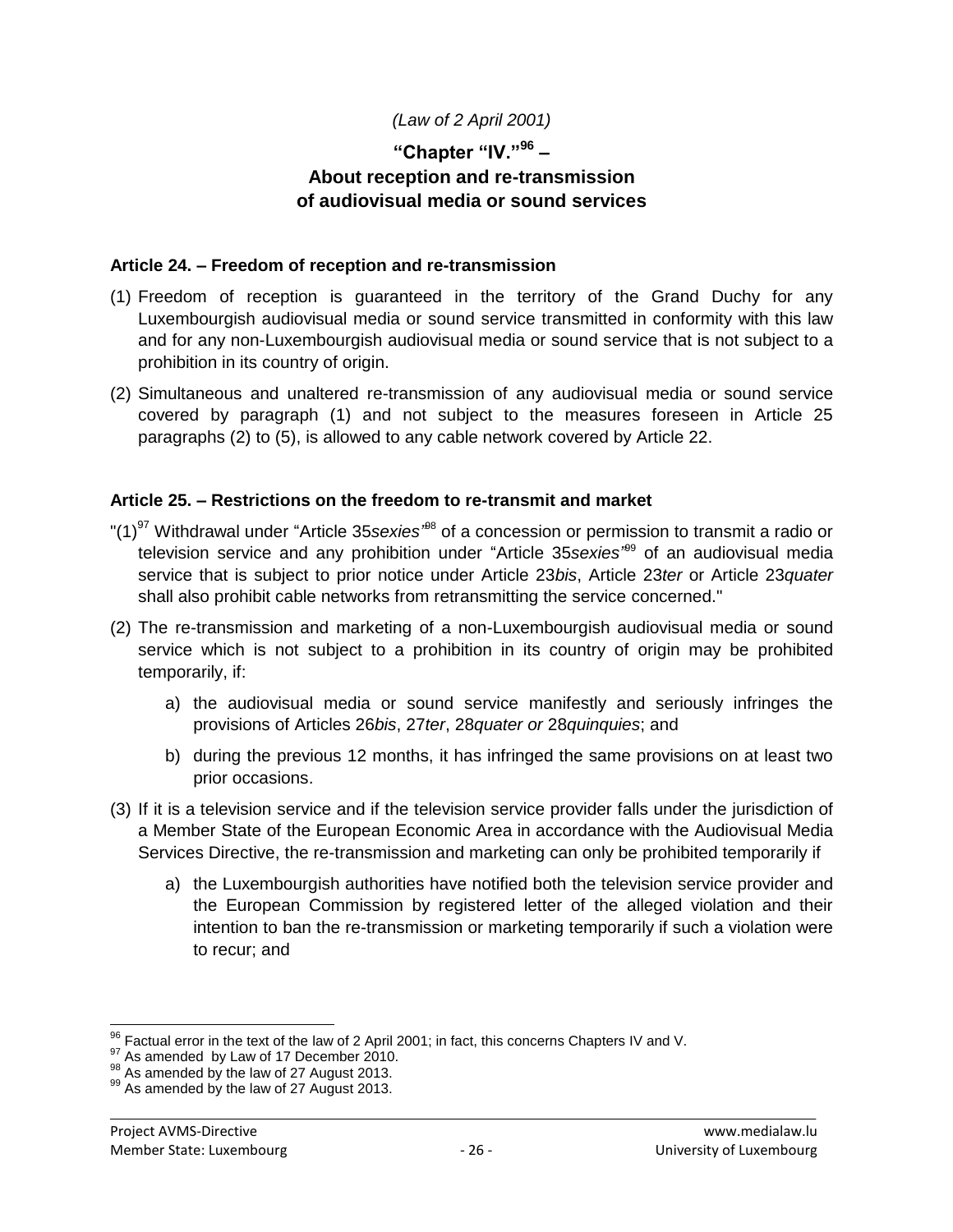*(Law of 2 April 2001)*

## "Chapter "IV."[96] – About reception and re-transmission of audiovisual media or sound services

### Article 24. – Freedom of reception and re-transmission

(1) Freedom of reception is guaranteed in the territory of the Grand Duchy for any Luxembourgish audiovisual media or sound service transmitted in conformity with this law and for any non-Luxembourgish audiovisual media or sound service that is not subject to a prohibition in its country of origin.

(2) Simultaneous and unaltered re-transmission of any audiovisual media or sound service covered by paragraph (1) and not subject to the measures foreseen in Article 25 paragraphs (2) to (5), is allowed to any cable network covered by Article 22.

### Article 25. – Restrictions on the freedom to re-transmit and market

"(1)[97] Withdrawal under "Article 35*sexies*"[98] of a concession or permission to transmit a radio or television service and any prohibition under "Article 35*sexies*"[99] of an audiovisual media service that is subject to prior notice under Article 23*bis*, Article 23*ter* or Article 23*quater* shall also prohibit cable networks from retransmitting the service concerned."

(2) The re-transmission and marketing of a non-Luxembourgish audiovisual media or sound service which is not subject to a prohibition in its country of origin may be prohibited temporarily, if:

a) the audiovisual media or sound service manifestly and seriously infringes the provisions of Articles 26*bis*, 27*ter*, 28*quater or* 28*quinquies*; and

b) during the previous 12 months, it has infringed the same provisions on at least two prior occasions.

(3) If it is a television service and if the television service provider falls under the jurisdiction of a Member State of the European Economic Area in accordance with the Audiovisual Media Services Directive, the re-transmission and marketing can only be prohibited temporarily if

a) the Luxembourgish authorities have notified both the television service provider and the European Commission by registered letter of the alleged violation and their intention to ban the re-transmission or marketing temporarily if such a violation were to recur; and

---

[96] Factual error in the text of the law of 2 April 2001; in fact, this concerns Chapters IV and V.

[97] As amended by Law of 17 December 2010.

[98] As amended by the law of 27 August 2013.

[99] As amended by the law of 27 August 2013.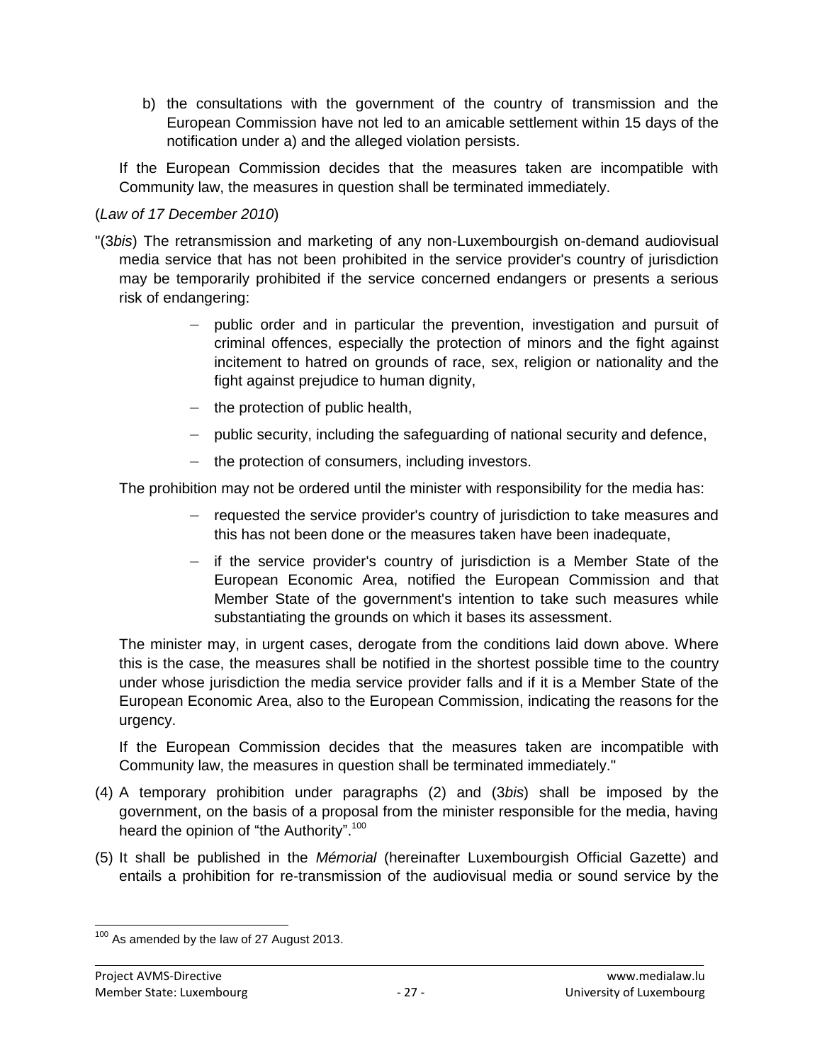b) the consultations with the government of the country of transmission and the European Commission have not led to an amicable settlement within 15 days of the notification under a) and the alleged violation persists.

If the European Commission decides that the measures taken are incompatible with Community law, the measures in question shall be terminated immediately.

(*Law of 17 December 2010*)

"(3*bis*) The retransmission and marketing of any non-Luxembourgish on-demand audiovisual media service that has not been prohibited in the service provider's country of jurisdiction may be temporarily prohibited if the service concerned endangers or presents a serious risk of endangering:

- public order and in particular the prevention, investigation and pursuit of criminal offences, especially the protection of minors and the fight against incitement to hatred on grounds of race, sex, religion or nationality and the fight against prejudice to human dignity,
- the protection of public health,
- public security, including the safeguarding of national security and defence,
- the protection of consumers, including investors.

The prohibition may not be ordered until the minister with responsibility for the media has:

- requested the service provider's country of jurisdiction to take measures and this has not been done or the measures taken have been inadequate,
- if the service provider's country of jurisdiction is a Member State of the European Economic Area, notified the European Commission and that Member State of the government's intention to take such measures while substantiating the grounds on which it bases its assessment.

The minister may, in urgent cases, derogate from the conditions laid down above. Where this is the case, the measures shall be notified in the shortest possible time to the country under whose jurisdiction the media service provider falls and if it is a Member State of the European Economic Area, also to the European Commission, indicating the reasons for the urgency.

If the European Commission decides that the measures taken are incompatible with Community law, the measures in question shall be terminated immediately."

(4) A temporary prohibition under paragraphs (2) and (3*bis*) shall be imposed by the government, on the basis of a proposal from the minister responsible for the media, having heard the opinion of "the Authority".[100]

(5) It shall be published in the *Mémorial* (hereinafter Luxembourgish Official Gazette) and entails a prohibition for re-transmission of the audiovisual media or sound service by the

[100] As amended by the law of 27 August 2013.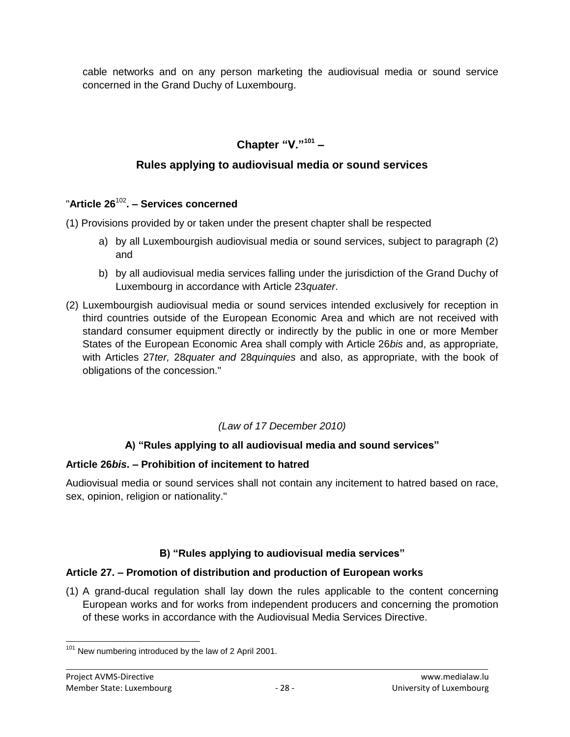cable networks and on any person marketing the audiovisual media or sound service concerned in the Grand Duchy of Luxembourg.

## Chapter "V."[101] –

## Rules applying to audiovisual media or sound services

### "Article 26[102]. – Services concerned

(1) Provisions provided by or taken under the present chapter shall be respected

a) by all Luxembourgish audiovisual media or sound services, subject to paragraph (2) and

b) by all audiovisual media services falling under the jurisdiction of the Grand Duchy of Luxembourg in accordance with Article 23*quater*.

(2) Luxembourgish audiovisual media or sound services intended exclusively for reception in third countries outside of the European Economic Area and which are not received with standard consumer equipment directly or indirectly by the public in one or more Member States of the European Economic Area shall comply with Article 26*bis* and, as appropriate, with Articles 27*ter,* 28*quater and* 28*quinquies* and also, as appropriate, with the book of obligations of the concession."

*(Law of 17 December 2010)*

### A) "Rules applying to all audiovisual media and sound services"

### Article 26*bis*. – Prohibition of incitement to hatred

Audiovisual media or sound services shall not contain any incitement to hatred based on race, sex, opinion, religion or nationality."

### B) "Rules applying to audiovisual media services"

### Article 27. – Promotion of distribution and production of European works

(1) A grand-ducal regulation shall lay down the rules applicable to the content concerning European works and for works from independent producers and concerning the promotion of these works in accordance with the Audiovisual Media Services Directive.

---

[101] New numbering introduced by the law of 2 April 2001.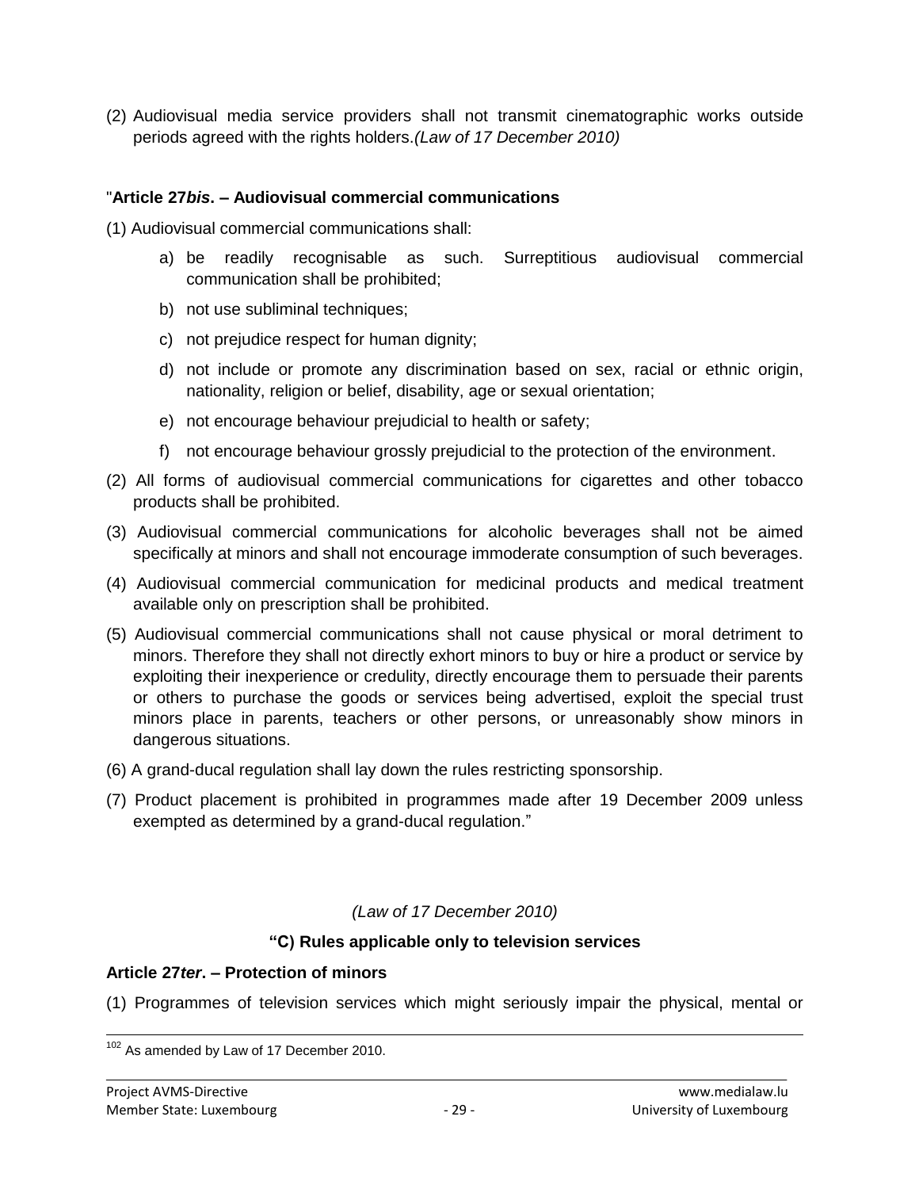(2) Audiovisual media service providers shall not transmit cinematographic works outside periods agreed with the rights holders.*(Law of 17 December 2010)*

"**Article 27*bis*. – Audiovisual commercial communications**

(1) Audiovisual commercial communications shall:

a) be readily recognisable as such. Surreptitious audiovisual commercial communication shall be prohibited;

b) not use subliminal techniques;

c) not prejudice respect for human dignity;

d) not include or promote any discrimination based on sex, racial or ethnic origin, nationality, religion or belief, disability, age or sexual orientation;

e) not encourage behaviour prejudicial to health or safety;

f) not encourage behaviour grossly prejudicial to the protection of the environment.

(2) All forms of audiovisual commercial communications for cigarettes and other tobacco products shall be prohibited.

(3) Audiovisual commercial communications for alcoholic beverages shall not be aimed specifically at minors and shall not encourage immoderate consumption of such beverages.

(4) Audiovisual commercial communication for medicinal products and medical treatment available only on prescription shall be prohibited.

(5) Audiovisual commercial communications shall not cause physical or moral detriment to minors. Therefore they shall not directly exhort minors to buy or hire a product or service by exploiting their inexperience or credulity, directly encourage them to persuade their parents or others to purchase the goods or services being advertised, exploit the special trust minors place in parents, teachers or other persons, or unreasonably show minors in dangerous situations.

(6) A grand-ducal regulation shall lay down the rules restricting sponsorship.

(7) Product placement is prohibited in programmes made after 19 December 2009 unless exempted as determined by a grand-ducal regulation."

*(Law of 17 December 2010)*

**"C) Rules applicable only to television services**

**Article 27*ter*. – Protection of minors**

(1) Programmes of television services which might seriously impair the physical, mental or

---

[102] As amended by Law of 17 December 2010.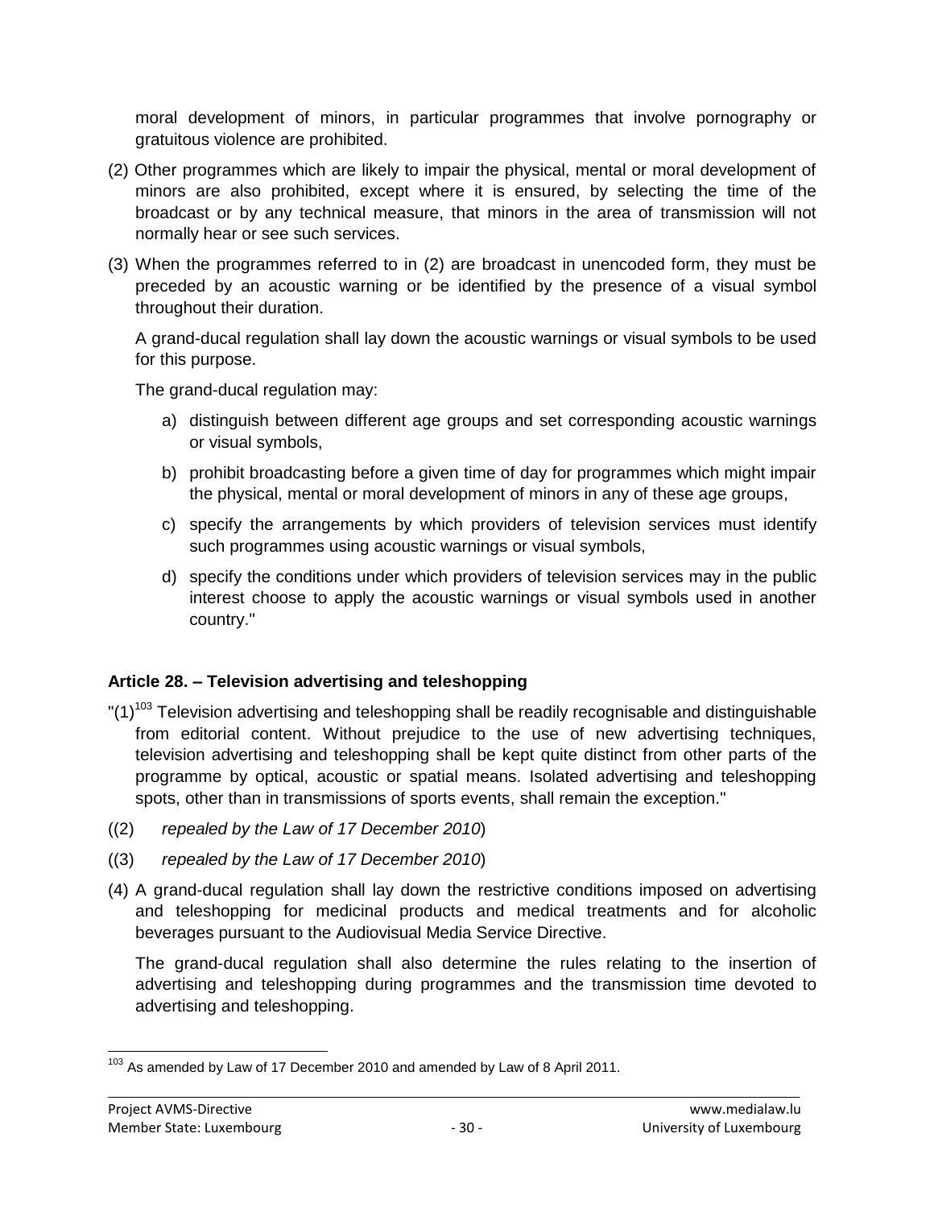moral development of minors, in particular programmes that involve pornography or gratuitous violence are prohibited.

(2) Other programmes which are likely to impair the physical, mental or moral development of minors are also prohibited, except where it is ensured, by selecting the time of the broadcast or by any technical measure, that minors in the area of transmission will not normally hear or see such services.

(3) When the programmes referred to in (2) are broadcast in unencoded form, they must be preceded by an acoustic warning or be identified by the presence of a visual symbol throughout their duration.

A grand-ducal regulation shall lay down the acoustic warnings or visual symbols to be used for this purpose.

The grand-ducal regulation may:

a) distinguish between different age groups and set corresponding acoustic warnings or visual symbols,
b) prohibit broadcasting before a given time of day for programmes which might impair the physical, mental or moral development of minors in any of these age groups,
c) specify the arrangements by which providers of television services must identify such programmes using acoustic warnings or visual symbols,
d) specify the conditions under which providers of television services may in the public interest choose to apply the acoustic warnings or visual symbols used in another country."

**Article 28. – Television advertising and teleshopping**

"(1)[103] Television advertising and teleshopping shall be readily recognisable and distinguishable from editorial content. Without prejudice to the use of new advertising techniques, television advertising and teleshopping shall be kept quite distinct from other parts of the programme by optical, acoustic or spatial means. Isolated advertising and teleshopping spots, other than in transmissions of sports events, shall remain the exception."

((2) *repealed by the Law of 17 December 2010*)

((3) *repealed by the Law of 17 December 2010*)

(4) A grand-ducal regulation shall lay down the restrictive conditions imposed on advertising and teleshopping for medicinal products and medical treatments and for alcoholic beverages pursuant to the Audiovisual Media Service Directive.

The grand-ducal regulation shall also determine the rules relating to the insertion of advertising and teleshopping during programmes and the transmission time devoted to advertising and teleshopping.

[103] As amended by Law of 17 December 2010 and amended by Law of 8 April 2011.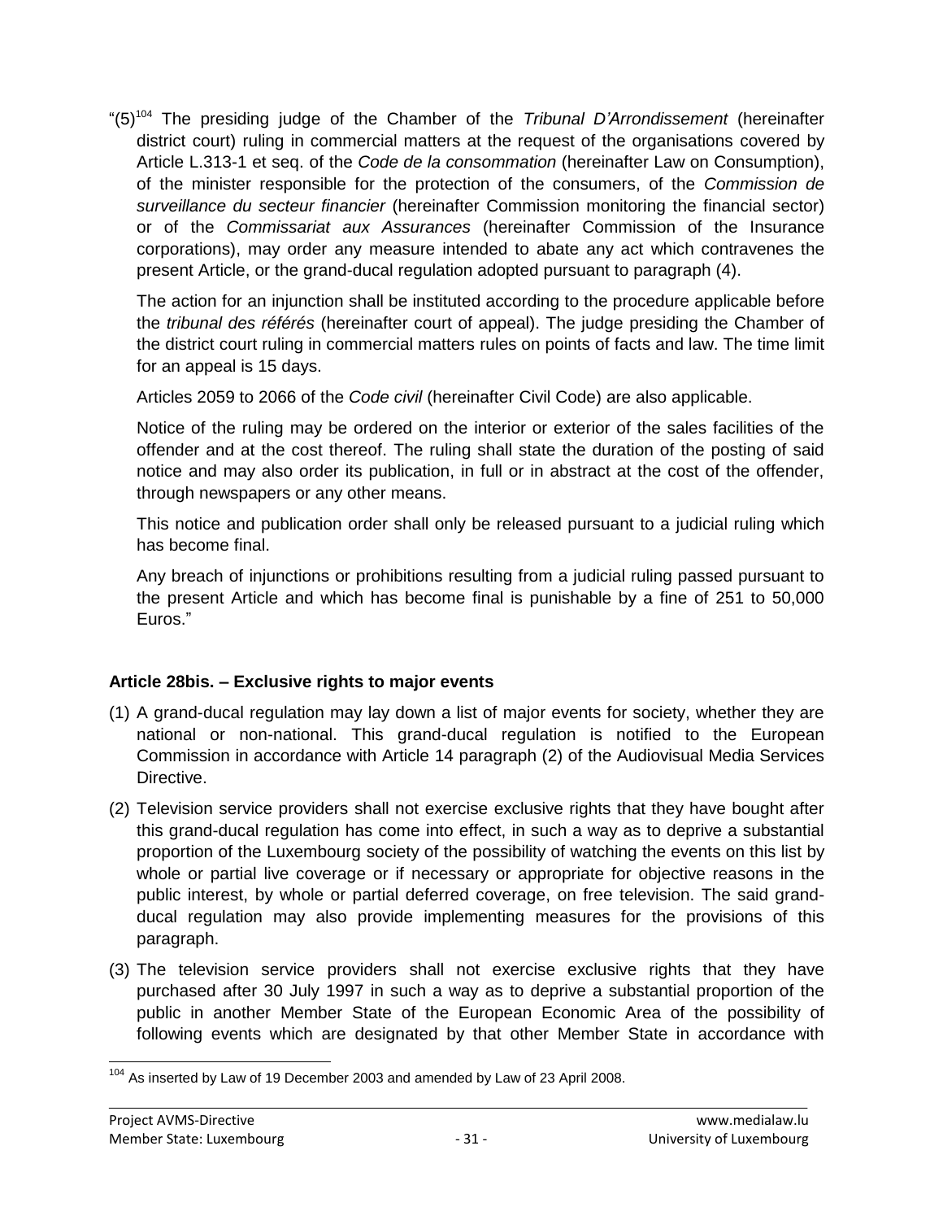"(5)[104] The presiding judge of the Chamber of the *Tribunal D'Arrondissement* (hereinafter district court) ruling in commercial matters at the request of the organisations covered by Article L.313-1 et seq. of the *Code de la consommation* (hereinafter Law on Consumption), of the minister responsible for the protection of the consumers, of the *Commission de surveillance du secteur financier* (hereinafter Commission monitoring the financial sector) or of the *Commissariat aux Assurances* (hereinafter Commission of the Insurance corporations), may order any measure intended to abate any act which contravenes the present Article, or the grand-ducal regulation adopted pursuant to paragraph (4).

The action for an injunction shall be instituted according to the procedure applicable before the *tribunal des référés* (hereinafter court of appeal). The judge presiding the Chamber of the district court ruling in commercial matters rules on points of facts and law. The time limit for an appeal is 15 days.

Articles 2059 to 2066 of the *Code civil* (hereinafter Civil Code) are also applicable.

Notice of the ruling may be ordered on the interior or exterior of the sales facilities of the offender and at the cost thereof. The ruling shall state the duration of the posting of said notice and may also order its publication, in full or in abstract at the cost of the offender, through newspapers or any other means.

This notice and publication order shall only be released pursuant to a judicial ruling which has become final.

Any breach of injunctions or prohibitions resulting from a judicial ruling passed pursuant to the present Article and which has become final is punishable by a fine of 251 to 50,000 Euros."

**Article 28bis. – Exclusive rights to major events**

(1) A grand-ducal regulation may lay down a list of major events for society, whether they are national or non-national. This grand-ducal regulation is notified to the European Commission in accordance with Article 14 paragraph (2) of the Audiovisual Media Services Directive.

(2) Television service providers shall not exercise exclusive rights that they have bought after this grand-ducal regulation has come into effect, in such a way as to deprive a substantial proportion of the Luxembourg society of the possibility of watching the events on this list by whole or partial live coverage or if necessary or appropriate for objective reasons in the public interest, by whole or partial deferred coverage, on free television. The said grand-ducal regulation may also provide implementing measures for the provisions of this paragraph.

(3) The television service providers shall not exercise exclusive rights that they have purchased after 30 July 1997 in such a way as to deprive a substantial proportion of the public in another Member State of the European Economic Area of the possibility of following events which are designated by that other Member State in accordance with

[104] As inserted by Law of 19 December 2003 and amended by Law of 23 April 2008.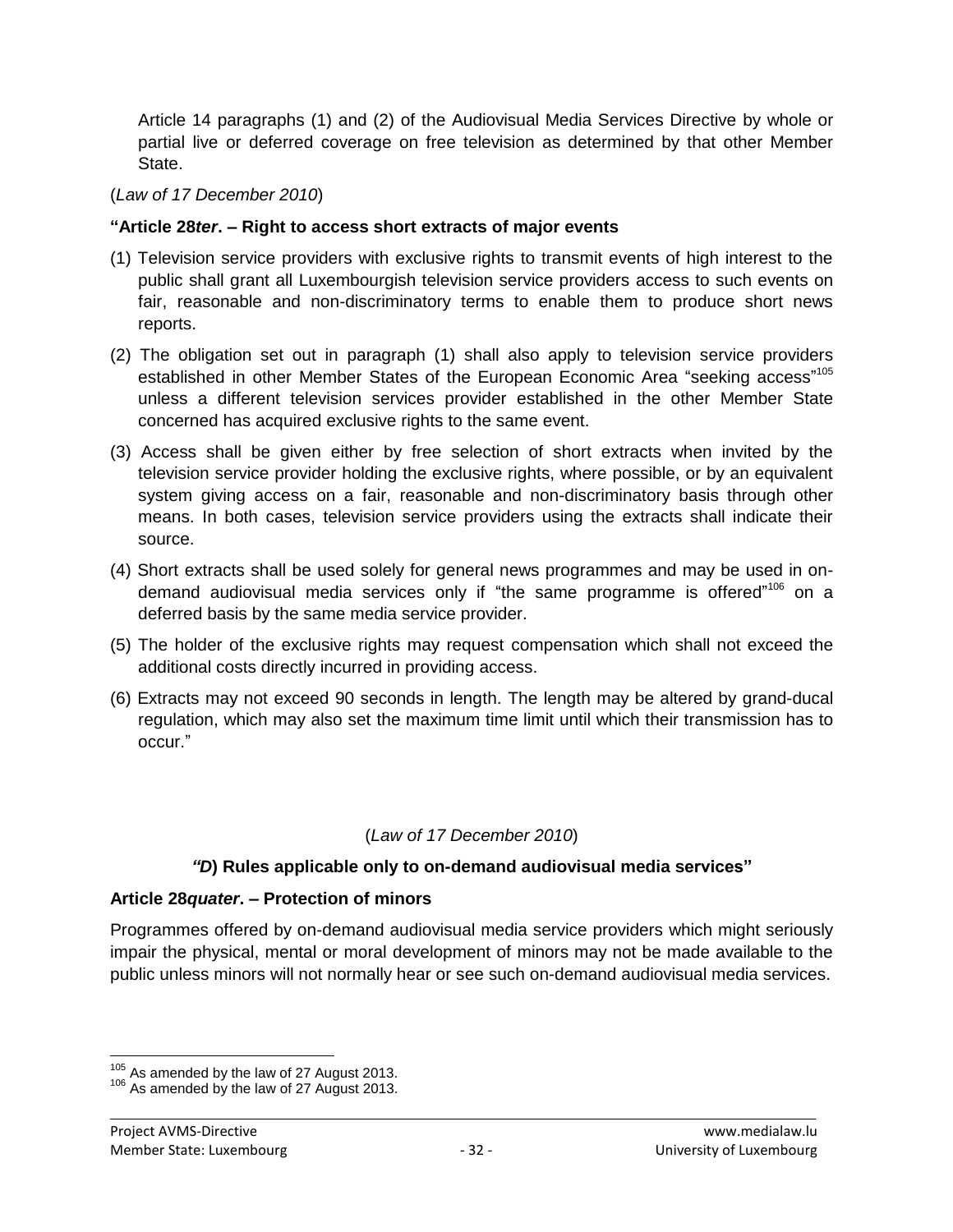Article 14 paragraphs (1) and (2) of the Audiovisual Media Services Directive by whole or partial live or deferred coverage on free television as determined by that other Member State.

(*Law of 17 December 2010*)

**"Article 28*ter*. – Right to access short extracts of major events**

(1) Television service providers with exclusive rights to transmit events of high interest to the public shall grant all Luxembourgish television service providers access to such events on fair, reasonable and non-discriminatory terms to enable them to produce short news reports.

(2) The obligation set out in paragraph (1) shall also apply to television service providers established in other Member States of the European Economic Area "seeking access"[105] unless a different television services provider established in the other Member State concerned has acquired exclusive rights to the same event.

(3) Access shall be given either by free selection of short extracts when invited by the television service provider holding the exclusive rights, where possible, or by an equivalent system giving access on a fair, reasonable and non-discriminatory basis through other means. In both cases, television service providers using the extracts shall indicate their source.

(4) Short extracts shall be used solely for general news programmes and may be used in on-demand audiovisual media services only if "the same programme is offered"[106] on a deferred basis by the same media service provider.

(5) The holder of the exclusive rights may request compensation which shall not exceed the additional costs directly incurred in providing access.

(6) Extracts may not exceed 90 seconds in length. The length may be altered by grand-ducal regulation, which may also set the maximum time limit until which their transmission has to occur."

(*Law of 17 December 2010*)

***"D*) Rules applicable only to on-demand audiovisual media services"**

**Article 28*quater*. – Protection of minors**

Programmes offered by on-demand audiovisual media service providers which might seriously impair the physical, mental or moral development of minors may not be made available to the public unless minors will not normally hear or see such on-demand audiovisual media services.

[105] As amended by the law of 27 August 2013.
[106] As amended by the law of 27 August 2013.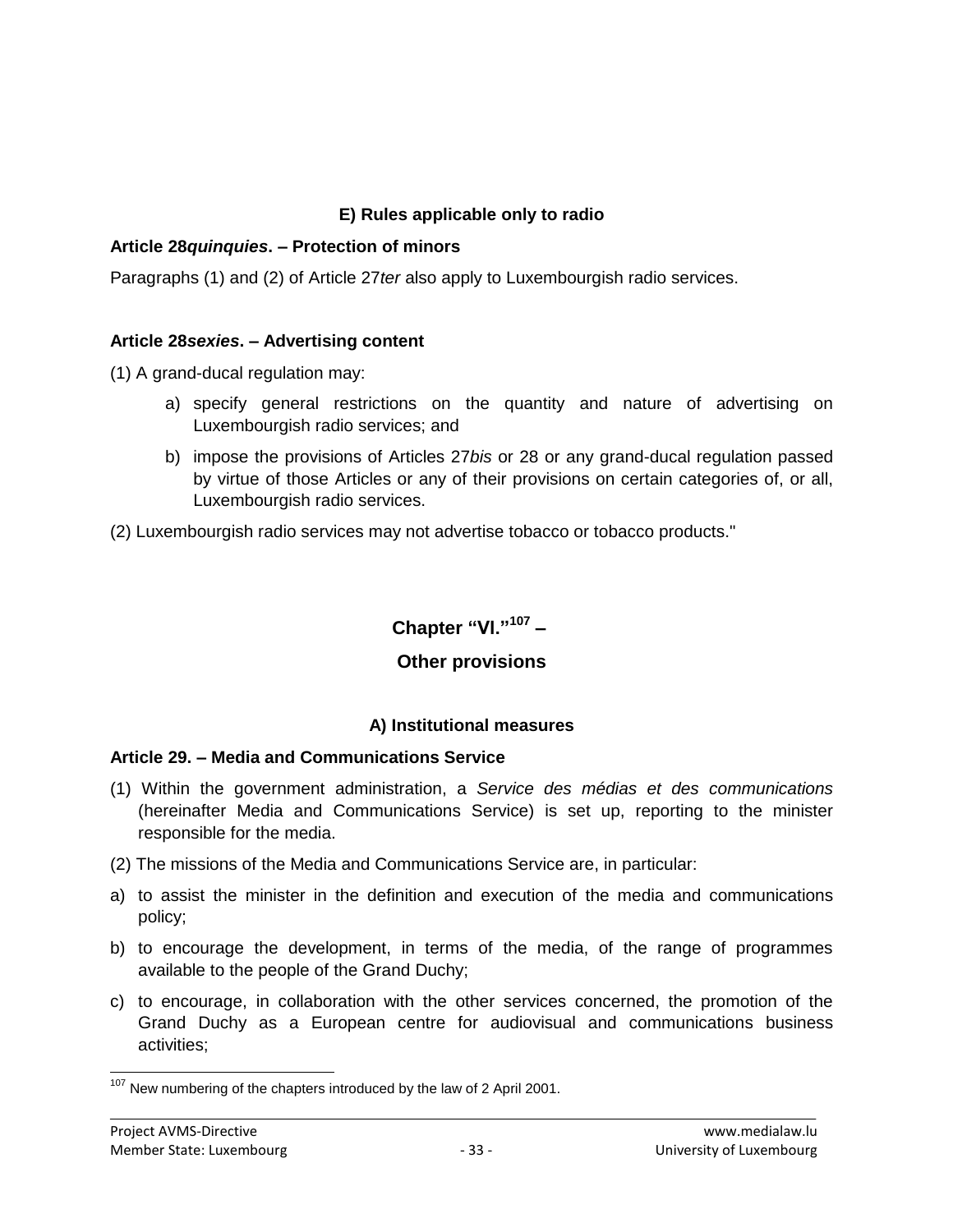### E) Rules applicable only to radio

**Article 28*quinquies*. – Protection of minors**

Paragraphs (1) and (2) of Article 27*ter* also apply to Luxembourgish radio services.

**Article 28*sexies*. – Advertising content**

(1) A grand-ducal regulation may:

a) specify general restrictions on the quantity and nature of advertising on Luxembourgish radio services; and

b) impose the provisions of Articles 27*bis* or 28 or any grand-ducal regulation passed by virtue of those Articles or any of their provisions on certain categories of, or all, Luxembourgish radio services.

(2) Luxembourgish radio services may not advertise tobacco or tobacco products."

## Chapter "VI."[107] –

## Other provisions

### A) Institutional measures

**Article 29. – Media and Communications Service**

(1) Within the government administration, a *Service des médias et des communications* (hereinafter Media and Communications Service) is set up, reporting to the minister responsible for the media.

(2) The missions of the Media and Communications Service are, in particular:

a) to assist the minister in the definition and execution of the media and communications policy;

b) to encourage the development, in terms of the media, of the range of programmes available to the people of the Grand Duchy;

c) to encourage, in collaboration with the other services concerned, the promotion of the Grand Duchy as a European centre for audiovisual and communications business activities;

---

[107] New numbering of the chapters introduced by the law of 2 April 2001.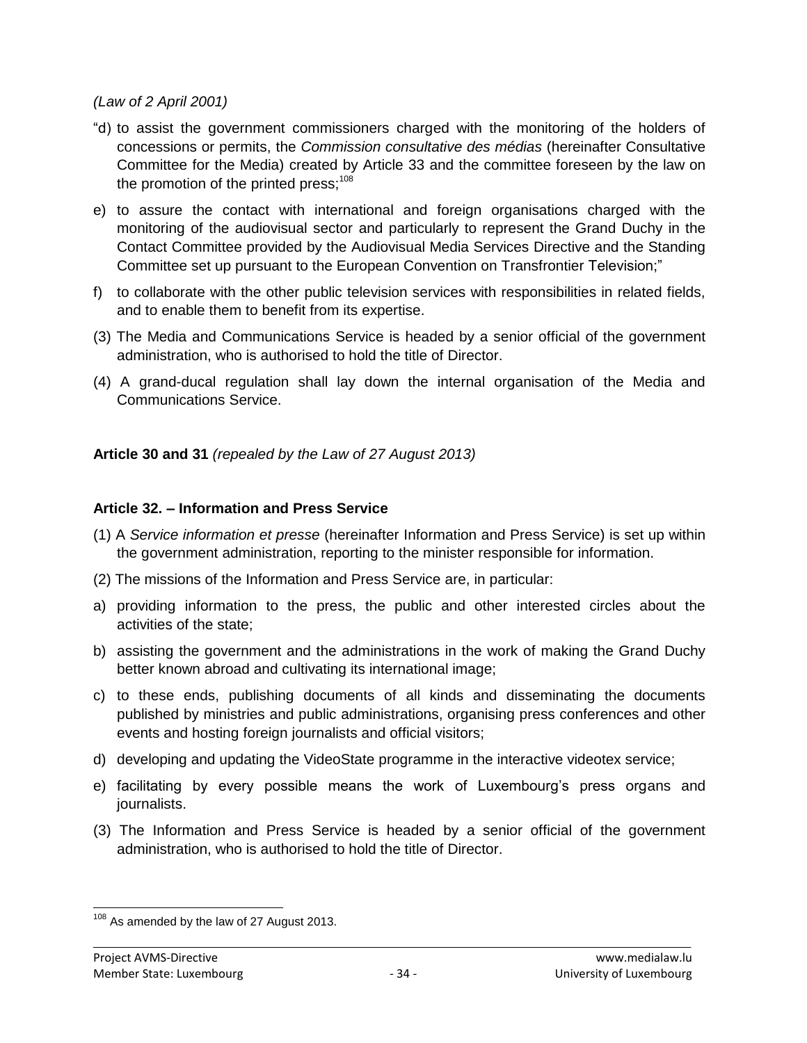*(Law of 2 April 2001)*

“d) to assist the government commissioners charged with the monitoring of the holders of concessions or permits, the *Commission consultative des médias* (hereinafter Consultative Committee for the Media) created by Article 33 and the committee foreseen by the law on the promotion of the printed press;[108]

e) to assure the contact with international and foreign organisations charged with the monitoring of the audiovisual sector and particularly to represent the Grand Duchy in the Contact Committee provided by the Audiovisual Media Services Directive and the Standing Committee set up pursuant to the European Convention on Transfrontier Television;”

f) to collaborate with the other public television services with responsibilities in related fields, and to enable them to benefit from its expertise.

(3) The Media and Communications Service is headed by a senior official of the government administration, who is authorised to hold the title of Director.

(4) A grand-ducal regulation shall lay down the internal organisation of the Media and Communications Service.

**Article 30 and 31** *(repealed by the Law of 27 August 2013)*

**Article 32. – Information and Press Service**

(1) A *Service information et presse* (hereinafter Information and Press Service) is set up within the government administration, reporting to the minister responsible for information.

(2) The missions of the Information and Press Service are, in particular:

a) providing information to the press, the public and other interested circles about the activities of the state;

b) assisting the government and the administrations in the work of making the Grand Duchy better known abroad and cultivating its international image;

c) to these ends, publishing documents of all kinds and disseminating the documents published by ministries and public administrations, organising press conferences and other events and hosting foreign journalists and official visitors;

d) developing and updating the VideoState programme in the interactive videotex service;

e) facilitating by every possible means the work of Luxembourg’s press organs and journalists.

(3) The Information and Press Service is headed by a senior official of the government administration, who is authorised to hold the title of Director.

---

[108] As amended by the law of 27 August 2013.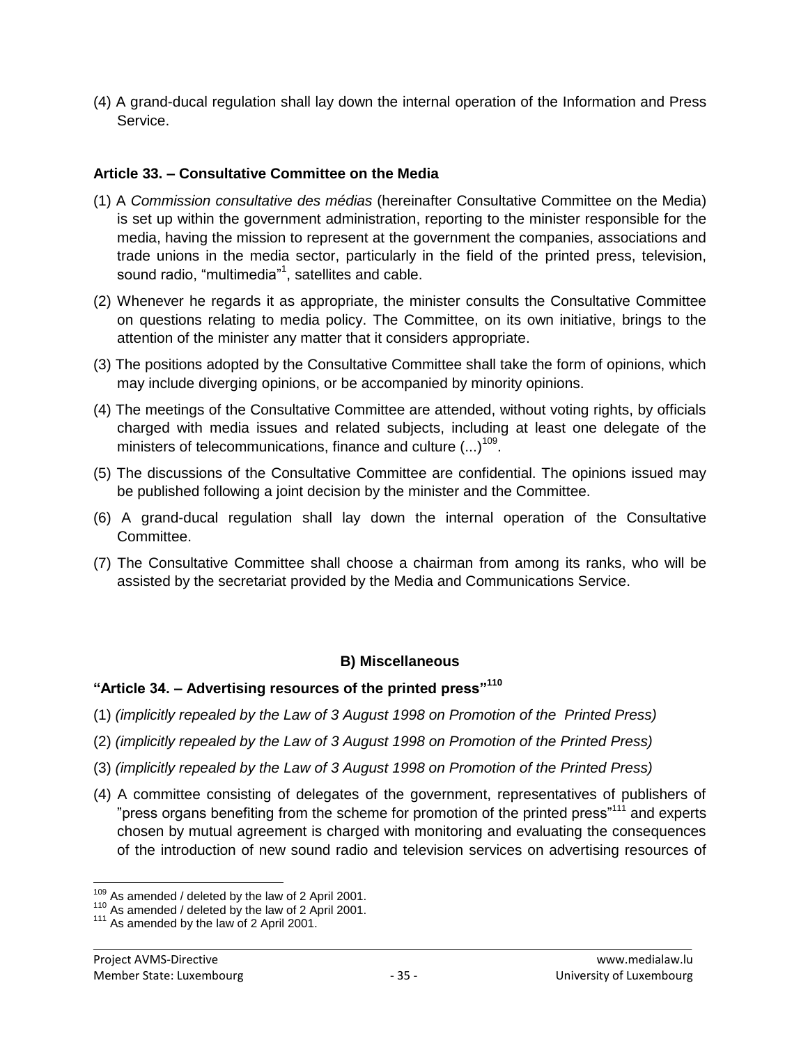(4) A grand-ducal regulation shall lay down the internal operation of the Information and Press Service.

### Article 33. – Consultative Committee on the Media

(1) A *Commission consultative des médias* (hereinafter Consultative Committee on the Media) is set up within the government administration, reporting to the minister responsible for the media, having the mission to represent at the government the companies, associations and trade unions in the media sector, particularly in the field of the printed press, television, sound radio, "multimedia"[1], satellites and cable.

(2) Whenever he regards it as appropriate, the minister consults the Consultative Committee on questions relating to media policy. The Committee, on its own initiative, brings to the attention of the minister any matter that it considers appropriate.

(3) The positions adopted by the Consultative Committee shall take the form of opinions, which may include diverging opinions, or be accompanied by minority opinions.

(4) The meetings of the Consultative Committee are attended, without voting rights, by officials charged with media issues and related subjects, including at least one delegate of the ministers of telecommunications, finance and culture (...)[109].

(5) The discussions of the Consultative Committee are confidential. The opinions issued may be published following a joint decision by the minister and the Committee.

(6) A grand-ducal regulation shall lay down the internal operation of the Consultative Committee.

(7) The Consultative Committee shall choose a chairman from among its ranks, who will be assisted by the secretariat provided by the Media and Communications Service.

## B) Miscellaneous

### "Article 34. – Advertising resources of the printed press"[110]

(1) *(implicitly repealed by the Law of 3 August 1998 on Promotion of the Printed Press)*

(2) *(implicitly repealed by the Law of 3 August 1998 on Promotion of the Printed Press)*

(3) *(implicitly repealed by the Law of 3 August 1998 on Promotion of the Printed Press)*

(4) A committee consisting of delegates of the government, representatives of publishers of "press organs benefiting from the scheme for promotion of the printed press"[111] and experts chosen by mutual agreement is charged with monitoring and evaluating the consequences of the introduction of new sound radio and television services on advertising resources of

---

[109] As amended / deleted by the law of 2 April 2001.

[110] As amended / deleted by the law of 2 April 2001.

[111] As amended by the law of 2 April 2001.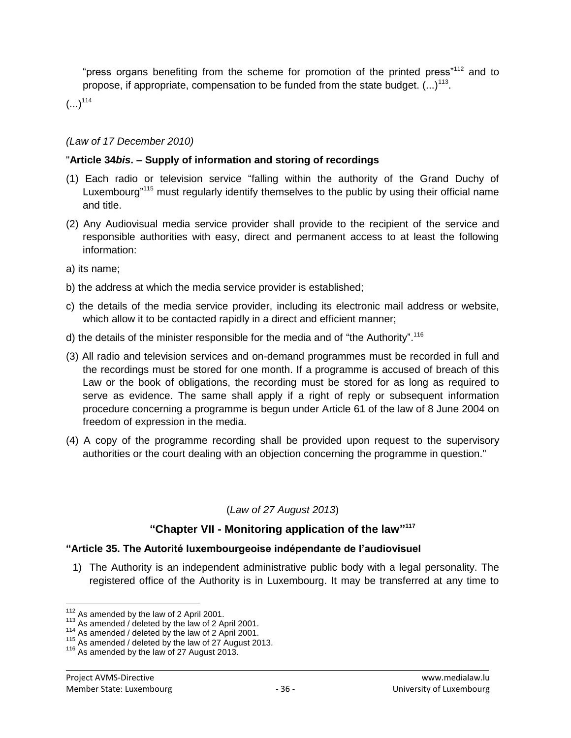"press organs benefiting from the scheme for promotion of the printed press"[112] and to propose, if appropriate, compensation to be funded from the state budget. (...)[113].

(...)[114]

*(Law of 17 December 2010)*

"**Article 34*bis*. – Supply of information and storing of recordings**

(1) Each radio or television service "falling within the authority of the Grand Duchy of Luxembourg"[115] must regularly identify themselves to the public by using their official name and title.

(2) Any Audiovisual media service provider shall provide to the recipient of the service and responsible authorities with easy, direct and permanent access to at least the following information:

a) its name;

b) the address at which the media service provider is established;

c) the details of the media service provider, including its electronic mail address or website, which allow it to be contacted rapidly in a direct and efficient manner;

d) the details of the minister responsible for the media and of "the Authority".[116]

(3) All radio and television services and on-demand programmes must be recorded in full and the recordings must be stored for one month. If a programme is accused of breach of this Law or the book of obligations, the recording must be stored for as long as required to serve as evidence. The same shall apply if a right of reply or subsequent information procedure concerning a programme is begun under Article 61 of the law of 8 June 2004 on freedom of expression in the media.

(4) A copy of the programme recording shall be provided upon request to the supervisory authorities or the court dealing with an objection concerning the programme in question."

(*Law of 27 August 2013*)

## "Chapter VII - Monitoring application of the law"[117]

**"Article 35. The Autorité luxembourgeoise indépendante de l'audiovisuel**

1) The Authority is an independent administrative public body with a legal personality. The registered office of the Authority is in Luxembourg. It may be transferred at any time to

---

[112] As amended by the law of 2 April 2001.
[113] As amended / deleted by the law of 2 April 2001.
[114] As amended / deleted by the law of 2 April 2001.
[115] As amended / deleted by the law of 27 August 2013.
[116] As amended by the law of 27 August 2013.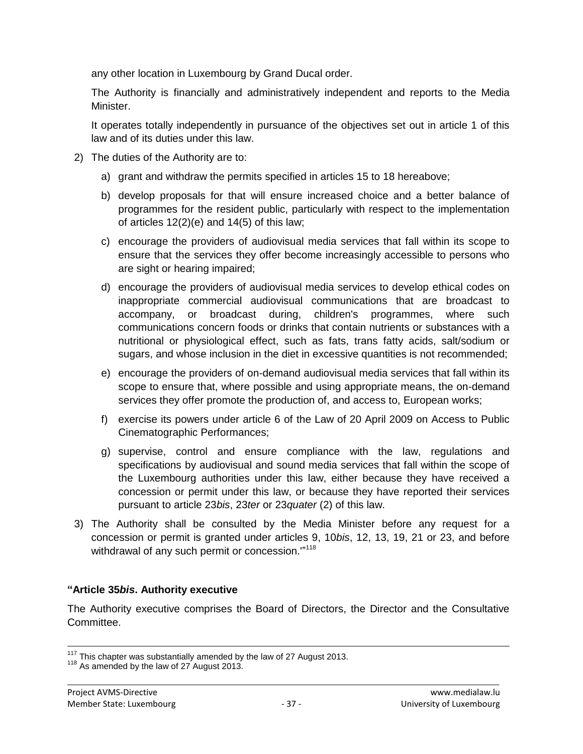any other location in Luxembourg by Grand Ducal order.

The Authority is financially and administratively independent and reports to the Media Minister.

It operates totally independently in pursuance of the objectives set out in article 1 of this law and of its duties under this law.

2) The duties of the Authority are to:

   a) grant and withdraw the permits specified in articles 15 to 18 hereabove;

   b) develop proposals for that will ensure increased choice and a better balance of programmes for the resident public, particularly with respect to the implementation of articles 12(2)(e) and 14(5) of this law;

   c) encourage the providers of audiovisual media services that fall within its scope to ensure that the services they offer become increasingly accessible to persons who are sight or hearing impaired;

   d) encourage the providers of audiovisual media services to develop ethical codes on inappropriate commercial audiovisual communications that are broadcast to accompany, or broadcast during, children's programmes, where such communications concern foods or drinks that contain nutrients or substances with a nutritional or physiological effect, such as fats, trans fatty acids, salt/sodium or sugars, and whose inclusion in the diet in excessive quantities is not recommended;

   e) encourage the providers of on-demand audiovisual media services that fall within its scope to ensure that, where possible and using appropriate means, the on-demand services they offer promote the production of, and access to, European works;

   f) exercise its powers under article 6 of the Law of 20 April 2009 on Access to Public Cinematographic Performances;

   g) supervise, control and ensure compliance with the law, regulations and specifications by audiovisual and sound media services that fall within the scope of the Luxembourg authorities under this law, either because they have received a concession or permit under this law, or because they have reported their services pursuant to article 23*bis*, 23*ter* or 23*quater* (2) of this law.

3) The Authority shall be consulted by the Media Minister before any request for a concession or permit is granted under articles 9, 10*bis*, 12, 13, 19, 21 or 23, and before withdrawal of any such permit or concession.'"[118]

**"Article 35*bis*. Authority executive**

The Authority executive comprises the Board of Directors, the Director and the Consultative Committee.

[117] This chapter was substantially amended by the law of 27 August 2013.
[118] As amended by the law of 27 August 2013.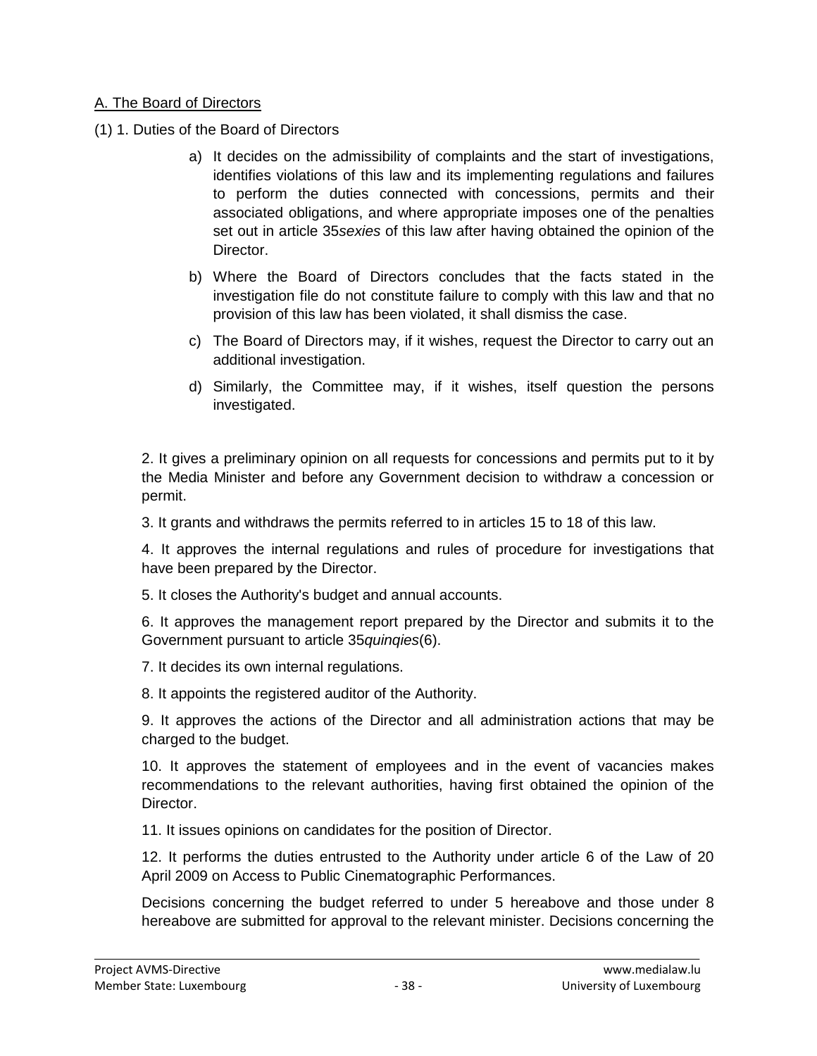A. The Board of Directors

(1) 1. Duties of the Board of Directors

a) It decides on the admissibility of complaints and the start of investigations, identifies violations of this law and its implementing regulations and failures to perform the duties connected with concessions, permits and their associated obligations, and where appropriate imposes one of the penalties set out in article 35*sexies* of this law after having obtained the opinion of the Director.

b) Where the Board of Directors concludes that the facts stated in the investigation file do not constitute failure to comply with this law and that no provision of this law has been violated, it shall dismiss the case.

c) The Board of Directors may, if it wishes, request the Director to carry out an additional investigation.

d) Similarly, the Committee may, if it wishes, itself question the persons investigated.

2. It gives a preliminary opinion on all requests for concessions and permits put to it by the Media Minister and before any Government decision to withdraw a concession or permit.

3. It grants and withdraws the permits referred to in articles 15 to 18 of this law.

4. It approves the internal regulations and rules of procedure for investigations that have been prepared by the Director.

5. It closes the Authority's budget and annual accounts.

6. It approves the management report prepared by the Director and submits it to the Government pursuant to article 35*quinqies*(6).

7. It decides its own internal regulations.

8. It appoints the registered auditor of the Authority.

9. It approves the actions of the Director and all administration actions that may be charged to the budget.

10. It approves the statement of employees and in the event of vacancies makes recommendations to the relevant authorities, having first obtained the opinion of the Director.

11. It issues opinions on candidates for the position of Director.

12. It performs the duties entrusted to the Authority under article 6 of the Law of 20 April 2009 on Access to Public Cinematographic Performances.

Decisions concerning the budget referred to under 5 hereabove and those under 8 hereabove are submitted for approval to the relevant minister. Decisions concerning the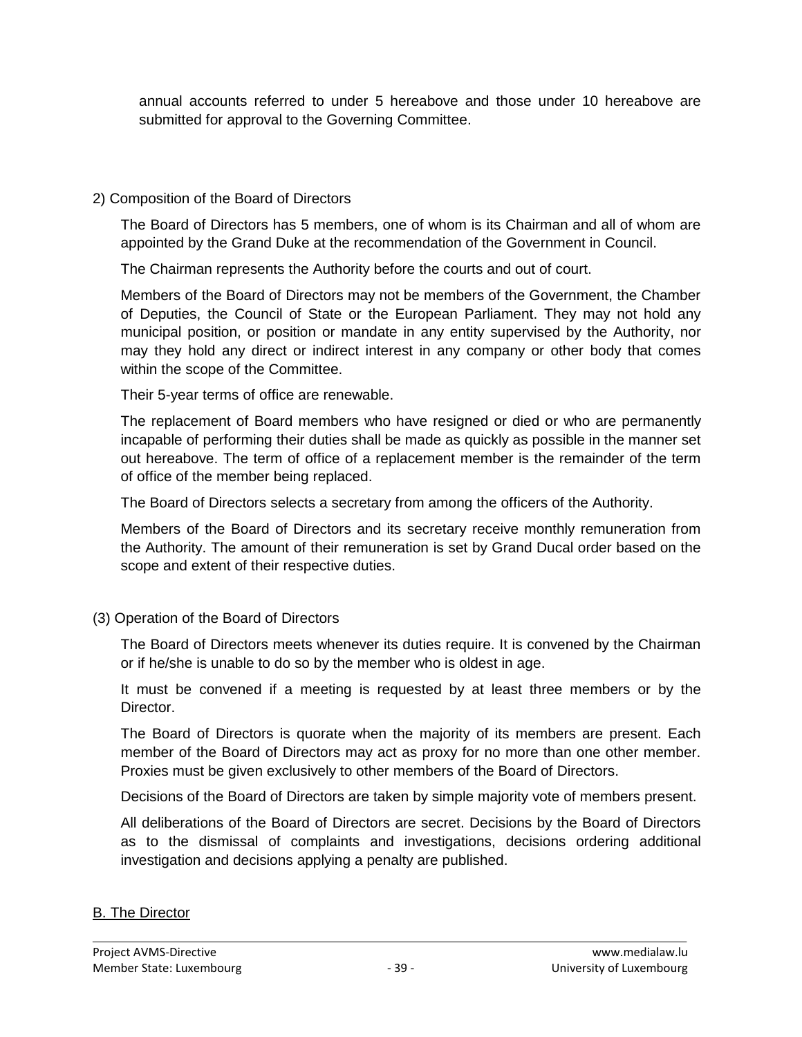annual accounts referred to under 5 hereabove and those under 10 hereabove are submitted for approval to the Governing Committee.

2) Composition of the Board of Directors

The Board of Directors has 5 members, one of whom is its Chairman and all of whom are appointed by the Grand Duke at the recommendation of the Government in Council.

The Chairman represents the Authority before the courts and out of court.

Members of the Board of Directors may not be members of the Government, the Chamber of Deputies, the Council of State or the European Parliament. They may not hold any municipal position, or position or mandate in any entity supervised by the Authority, nor may they hold any direct or indirect interest in any company or other body that comes within the scope of the Committee.

Their 5-year terms of office are renewable.

The replacement of Board members who have resigned or died or who are permanently incapable of performing their duties shall be made as quickly as possible in the manner set out hereabove. The term of office of a replacement member is the remainder of the term of office of the member being replaced.

The Board of Directors selects a secretary from among the officers of the Authority.

Members of the Board of Directors and its secretary receive monthly remuneration from the Authority. The amount of their remuneration is set by Grand Ducal order based on the scope and extent of their respective duties.

(3) Operation of the Board of Directors

The Board of Directors meets whenever its duties require. It is convened by the Chairman or if he/she is unable to do so by the member who is oldest in age.

It must be convened if a meeting is requested by at least three members or by the Director.

The Board of Directors is quorate when the majority of its members are present. Each member of the Board of Directors may act as proxy for no more than one other member. Proxies must be given exclusively to other members of the Board of Directors.

Decisions of the Board of Directors are taken by simple majority vote of members present.

All deliberations of the Board of Directors are secret. Decisions by the Board of Directors as to the dismissal of complaints and investigations, decisions ordering additional investigation and decisions applying a penalty are published.

<u>B. The Director</u>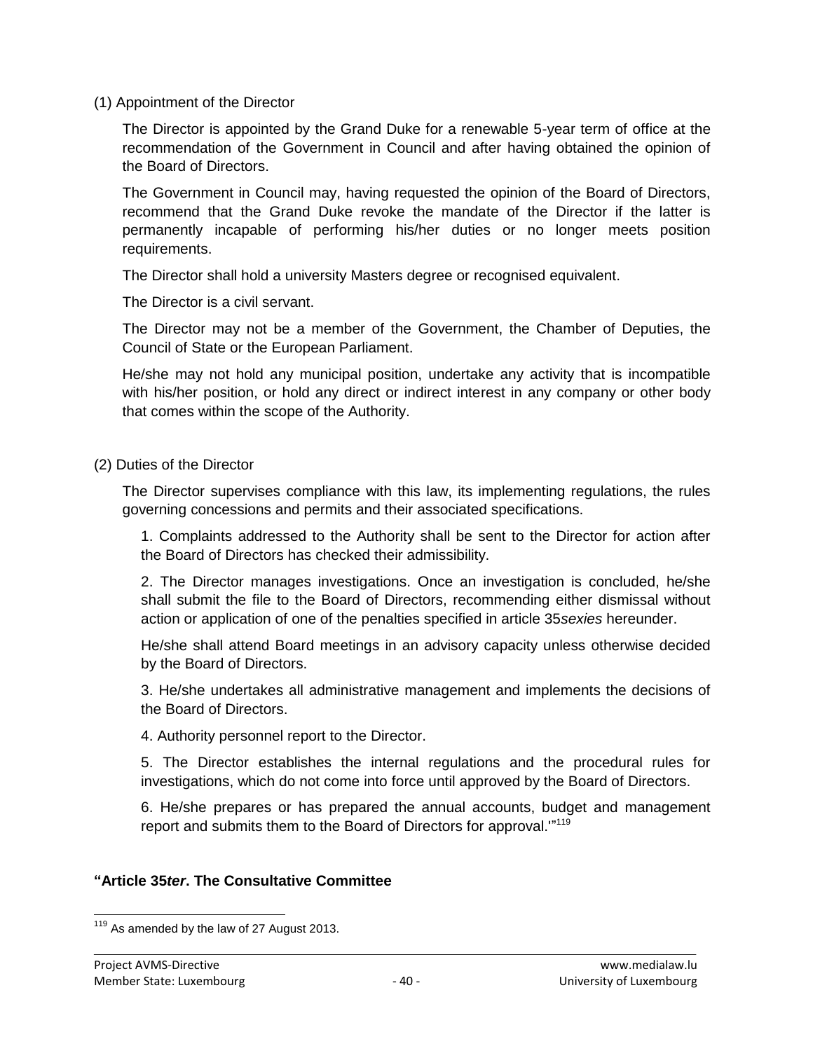(1) Appointment of the Director

The Director is appointed by the Grand Duke for a renewable 5-year term of office at the recommendation of the Government in Council and after having obtained the opinion of the Board of Directors.

The Government in Council may, having requested the opinion of the Board of Directors, recommend that the Grand Duke revoke the mandate of the Director if the latter is permanently incapable of performing his/her duties or no longer meets position requirements.

The Director shall hold a university Masters degree or recognised equivalent.

The Director is a civil servant.

The Director may not be a member of the Government, the Chamber of Deputies, the Council of State or the European Parliament.

He/she may not hold any municipal position, undertake any activity that is incompatible with his/her position, or hold any direct or indirect interest in any company or other body that comes within the scope of the Authority.

(2) Duties of the Director

The Director supervises compliance with this law, its implementing regulations, the rules governing concessions and permits and their associated specifications.

1. Complaints addressed to the Authority shall be sent to the Director for action after the Board of Directors has checked their admissibility.

2. The Director manages investigations. Once an investigation is concluded, he/she shall submit the file to the Board of Directors, recommending either dismissal without action or application of one of the penalties specified in article 35*sexies* hereunder.

He/she shall attend Board meetings in an advisory capacity unless otherwise decided by the Board of Directors.

3. He/she undertakes all administrative management and implements the decisions of the Board of Directors.

4. Authority personnel report to the Director.

5. The Director establishes the internal regulations and the procedural rules for investigations, which do not come into force until approved by the Board of Directors.

6. He/she prepares or has prepared the annual accounts, budget and management report and submits them to the Board of Directors for approval.'"[119]

**"Article 35*ter*. The Consultative Committee**

[119] As amended by the law of 27 August 2013.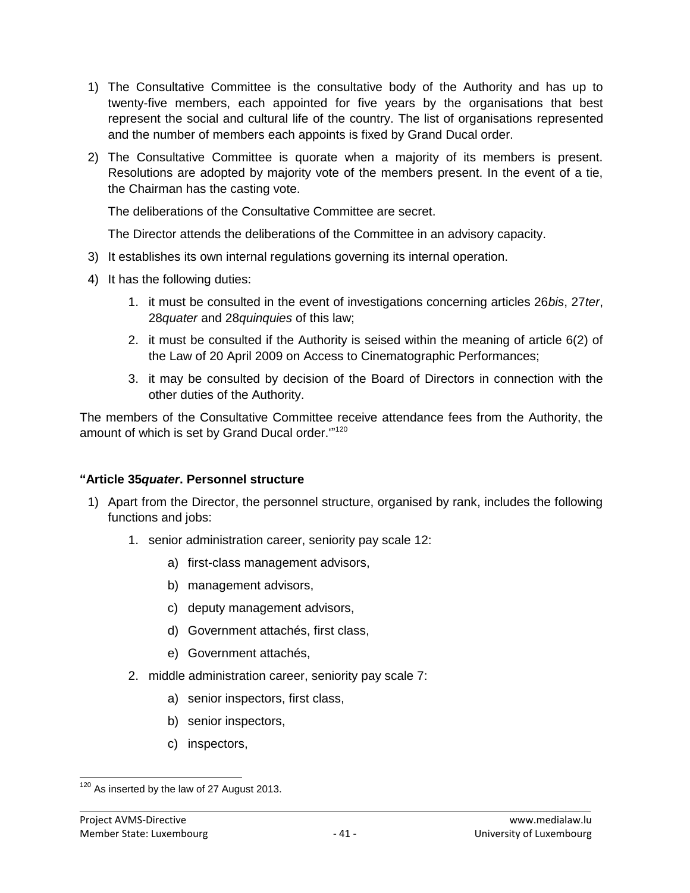1) The Consultative Committee is the consultative body of the Authority and has up to twenty-five members, each appointed for five years by the organisations that best represent the social and cultural life of the country. The list of organisations represented and the number of members each appoints is fixed by Grand Ducal order.

2) The Consultative Committee is quorate when a majority of its members is present. Resolutions are adopted by majority vote of the members present. In the event of a tie, the Chairman has the casting vote.

   The deliberations of the Consultative Committee are secret.

   The Director attends the deliberations of the Committee in an advisory capacity.

3) It establishes its own internal regulations governing its internal operation.

4) It has the following duties:

   1. it must be consulted in the event of investigations concerning articles 26*bis*, 27*ter*, 28*quater* and 28*quinquies* of this law;
   2. it must be consulted if the Authority is seised within the meaning of article 6(2) of the Law of 20 April 2009 on Access to Cinematographic Performances;
   3. it may be consulted by decision of the Board of Directors in connection with the other duties of the Authority.

The members of the Consultative Committee receive attendance fees from the Authority, the amount of which is set by Grand Ducal order.'"[120]

**"Article 35*quater*. Personnel structure**

1) Apart from the Director, the personnel structure, organised by rank, includes the following functions and jobs:

   1. senior administration career, seniority pay scale 12:
      a) first-class management advisors,
      b) management advisors,
      c) deputy management advisors,
      d) Government attachés, first class,
      e) Government attachés,
   2. middle administration career, seniority pay scale 7:
      a) senior inspectors, first class,
      b) senior inspectors,
      c) inspectors,

[120] As inserted by the law of 27 August 2013.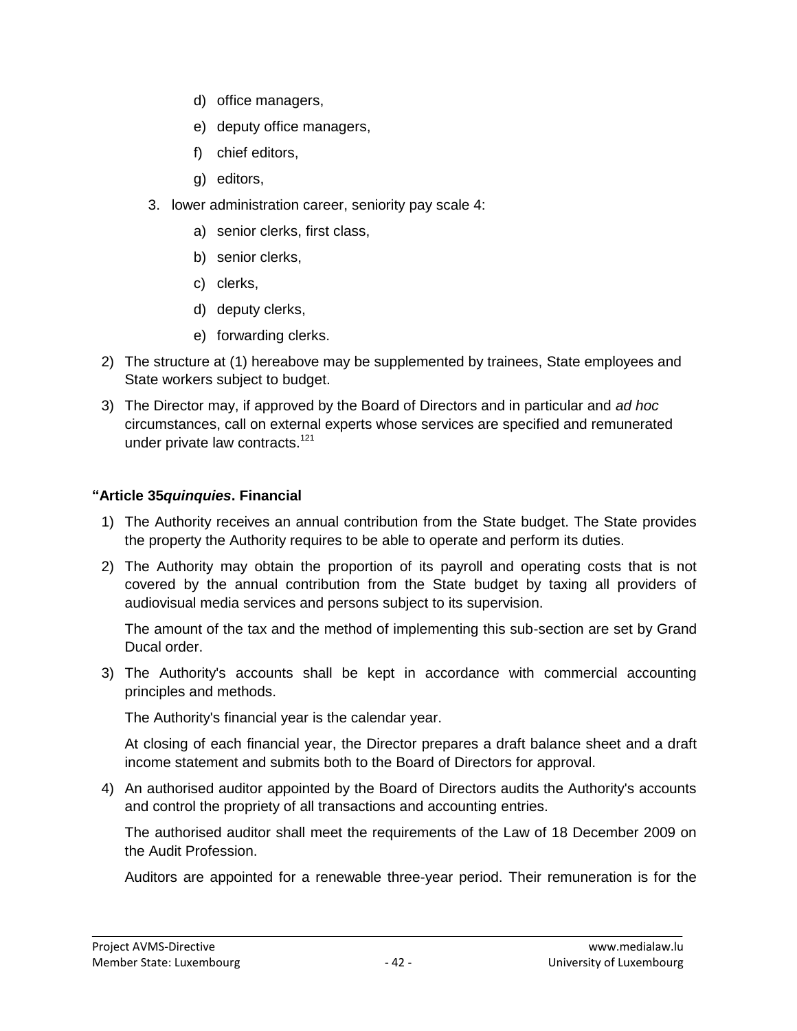d) office managers,

   e) deputy office managers,

   f) chief editors,

   g) editors,

3. lower administration career, seniority pay scale 4:

   a) senior clerks, first class,

   b) senior clerks,

   c) clerks,

   d) deputy clerks,

   e) forwarding clerks.

2) The structure at (1) hereabove may be supplemented by trainees, State employees and State workers subject to budget.

3) The Director may, if approved by the Board of Directors and in particular and *ad hoc* circumstances, call on external experts whose services are specified and remunerated under private law contracts.[121]

**"Article 35*quinquies*. Financial**

1) The Authority receives an annual contribution from the State budget. The State provides the property the Authority requires to be able to operate and perform its duties.

2) The Authority may obtain the proportion of its payroll and operating costs that is not covered by the annual contribution from the State budget by taxing all providers of audiovisual media services and persons subject to its supervision.

   The amount of the tax and the method of implementing this sub-section are set by Grand Ducal order.

3) The Authority's accounts shall be kept in accordance with commercial accounting principles and methods.

   The Authority's financial year is the calendar year.

   At closing of each financial year, the Director prepares a draft balance sheet and a draft income statement and submits both to the Board of Directors for approval.

4) An authorised auditor appointed by the Board of Directors audits the Authority's accounts and control the propriety of all transactions and accounting entries.

   The authorised auditor shall meet the requirements of the Law of 18 December 2009 on the Audit Profession.

   Auditors are appointed for a renewable three-year period. Their remuneration is for the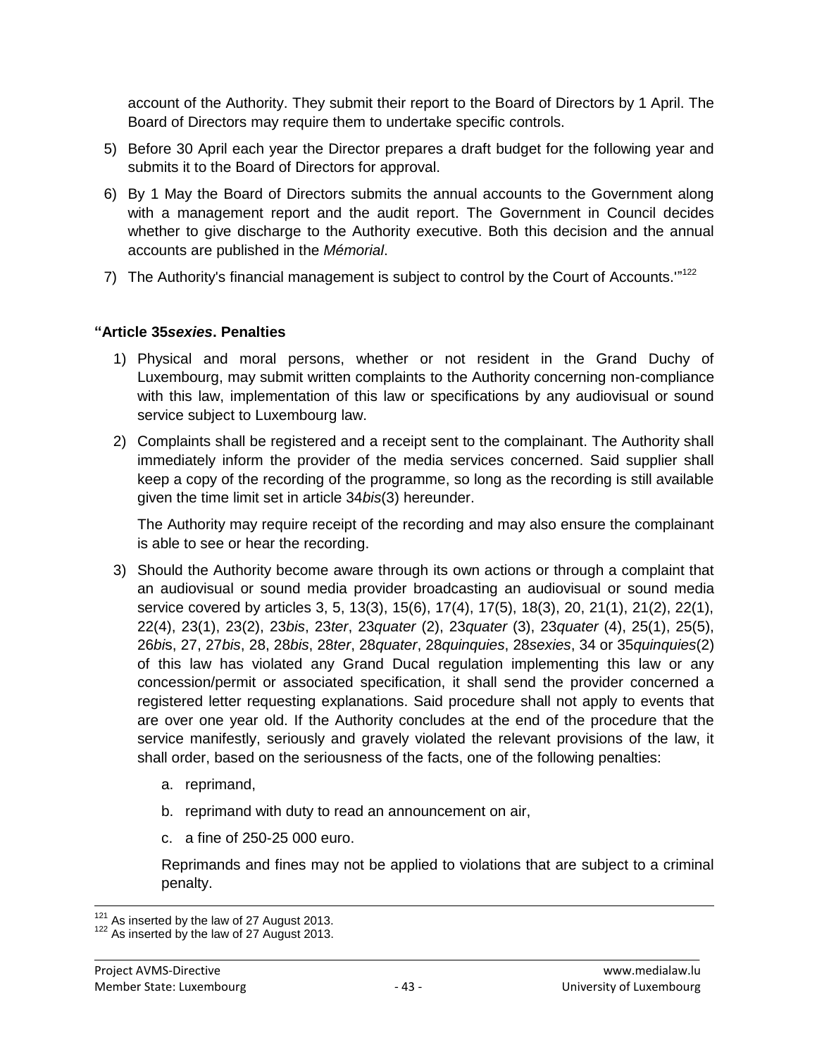account of the Authority. They submit their report to the Board of Directors by 1 April. The Board of Directors may require them to undertake specific controls.

5) Before 30 April each year the Director prepares a draft budget for the following year and submits it to the Board of Directors for approval.

6) By 1 May the Board of Directors submits the annual accounts to the Government along with a management report and the audit report. The Government in Council decides whether to give discharge to the Authority executive. Both this decision and the annual accounts are published in the *Mémorial*.

7) The Authority's financial management is subject to control by the Court of Accounts.'"[122]

**"Article 35*sexies*. Penalties**

1) Physical and moral persons, whether or not resident in the Grand Duchy of Luxembourg, may submit written complaints to the Authority concerning non-compliance with this law, implementation of this law or specifications by any audiovisual or sound service subject to Luxembourg law.

2) Complaints shall be registered and a receipt sent to the complainant. The Authority shall immediately inform the provider of the media services concerned. Said supplier shall keep a copy of the recording of the programme, so long as the recording is still available given the time limit set in article 34*bis*(3) hereunder.

   The Authority may require receipt of the recording and may also ensure the complainant is able to see or hear the recording.

3) Should the Authority become aware through its own actions or through a complaint that an audiovisual or sound media provider broadcasting an audiovisual or sound media service covered by articles 3, 5, 13(3), 15(6), 17(4), 17(5), 18(3), 20, 21(1), 21(2), 22(1), 22(4), 23(1), 23(2), 23*bis*, 23*ter*, 23*quater* (2), 23*quater* (3), 23*quater* (4), 25(1), 25(5), 26*bi*s, 27, 27*bis*, 28, 28*bis*, 28*ter*, 28*quater*, 28*quinquies*, 28*sexies*, 34 or 35*quinquies*(2) of this law has violated any Grand Ducal regulation implementing this law or any concession/permit or associated specification, it shall send the provider concerned a registered letter requesting explanations. Said procedure shall not apply to events that are over one year old. If the Authority concludes at the end of the procedure that the service manifestly, seriously and gravely violated the relevant provisions of the law, it shall order, based on the seriousness of the facts, one of the following penalties:

   a. reprimand,

   b. reprimand with duty to read an announcement on air,

   c. a fine of 250-25 000 euro.

   Reprimands and fines may not be applied to violations that are subject to a criminal penalty.

[121] As inserted by the law of 27 August 2013.
[122] As inserted by the law of 27 August 2013.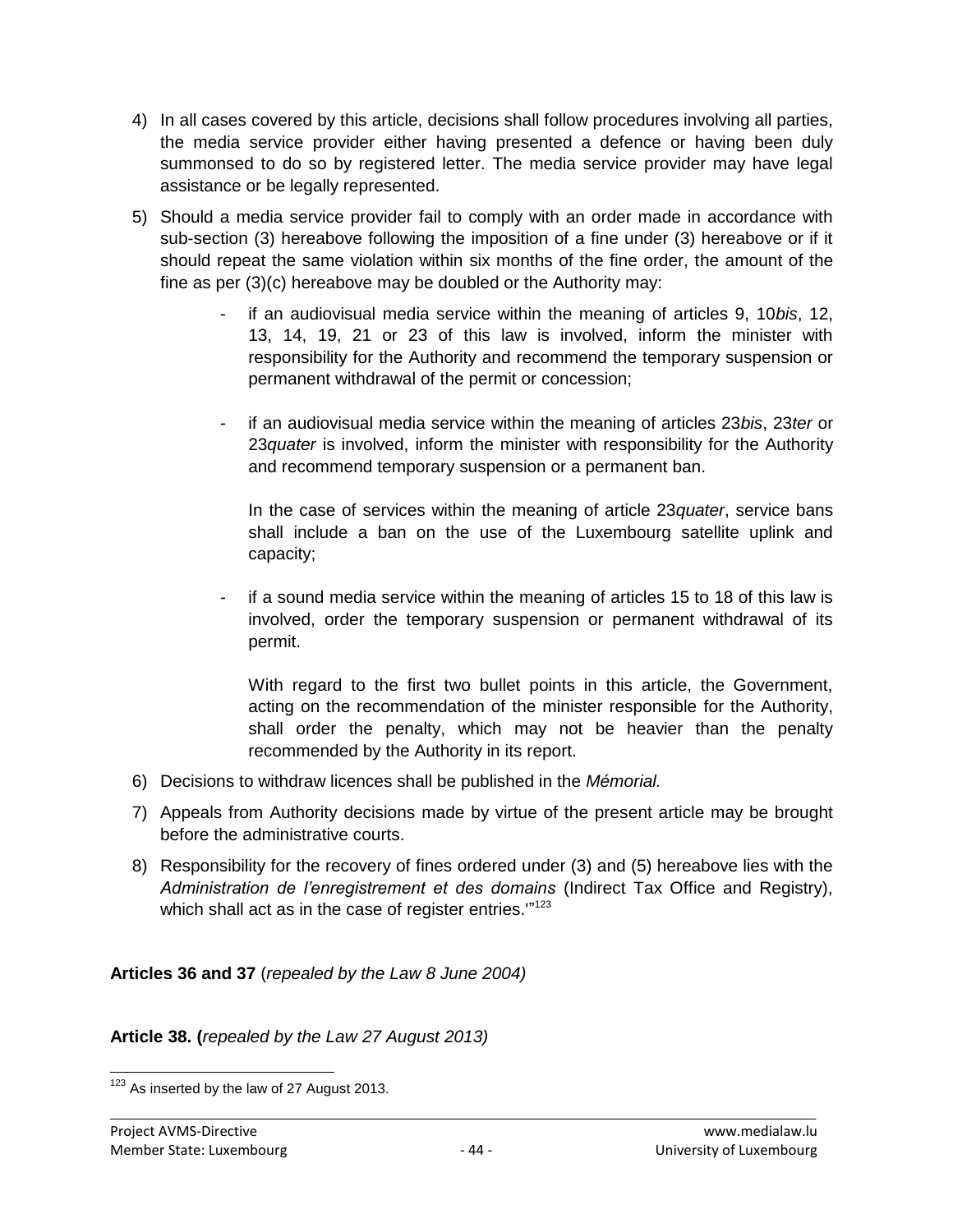4) In all cases covered by this article, decisions shall follow procedures involving all parties, the media service provider either having presented a defence or having been duly summonsed to do so by registered letter. The media service provider may have legal assistance or be legally represented.

5) Should a media service provider fail to comply with an order made in accordance with sub-section (3) hereabove following the imposition of a fine under (3) hereabove or if it should repeat the same violation within six months of the fine order, the amount of the fine as per (3)(c) hereabove may be doubled or the Authority may:

   - if an audiovisual media service within the meaning of articles 9, 10*bis*, 12, 13, 14, 19, 21 or 23 of this law is involved, inform the minister with responsibility for the Authority and recommend the temporary suspension or permanent withdrawal of the permit or concession;

   - if an audiovisual media service within the meaning of articles 23*bis*, 23*ter* or 23*quater* is involved, inform the minister with responsibility for the Authority and recommend temporary suspension or a permanent ban.

     In the case of services within the meaning of article 23*quater*, service bans shall include a ban on the use of the Luxembourg satellite uplink and capacity;

   - if a sound media service within the meaning of articles 15 to 18 of this law is involved, order the temporary suspension or permanent withdrawal of its permit.

     With regard to the first two bullet points in this article, the Government, acting on the recommendation of the minister responsible for the Authority, shall order the penalty, which may not be heavier than the penalty recommended by the Authority in its report.

6) Decisions to withdraw licences shall be published in the *Mémorial.*

7) Appeals from Authority decisions made by virtue of the present article may be brought before the administrative courts.

8) Responsibility for the recovery of fines ordered under (3) and (5) hereabove lies with the *Administration de l'enregistrement et des domains* (Indirect Tax Office and Registry), which shall act as in the case of register entries.'"[123]

**Articles 36 and 37** (*repealed by the Law 8 June 2004)*

**Article 38. (***repealed by the Law 27 August 2013)*

[123] As inserted by the law of 27 August 2013.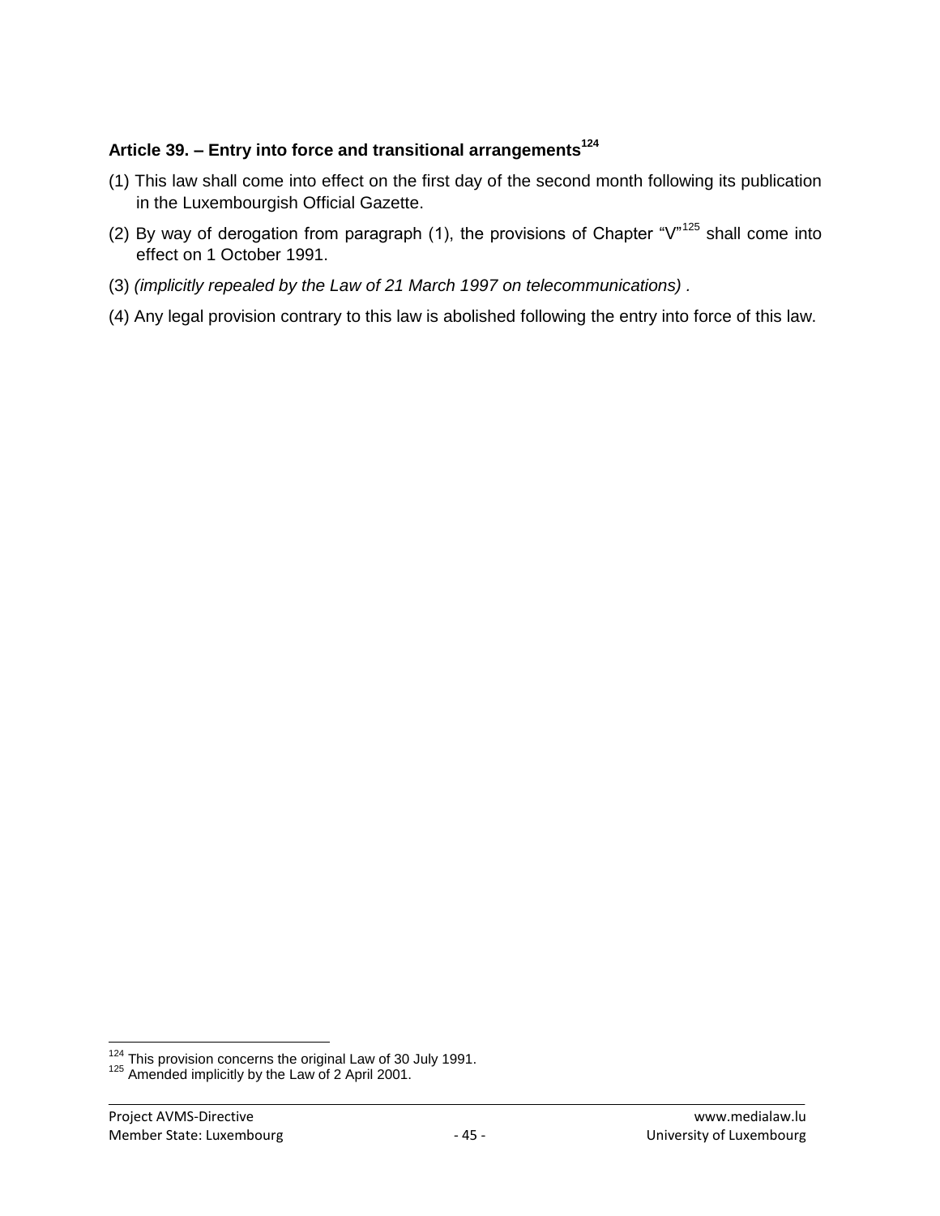### Article 39. – Entry into force and transitional arrangements[124]

(1) This law shall come into effect on the first day of the second month following its publication in the Luxembourgish Official Gazette.

(2) By way of derogation from paragraph (1), the provisions of Chapter "V"[125] shall come into effect on 1 October 1991.

(3) *(implicitly repealed by the Law of 21 March 1997 on telecommunications)* .

(4) Any legal provision contrary to this law is abolished following the entry into force of this law.

[124] This provision concerns the original Law of 30 July 1991.
[125] Amended implicitly by the Law of 2 April 2001.